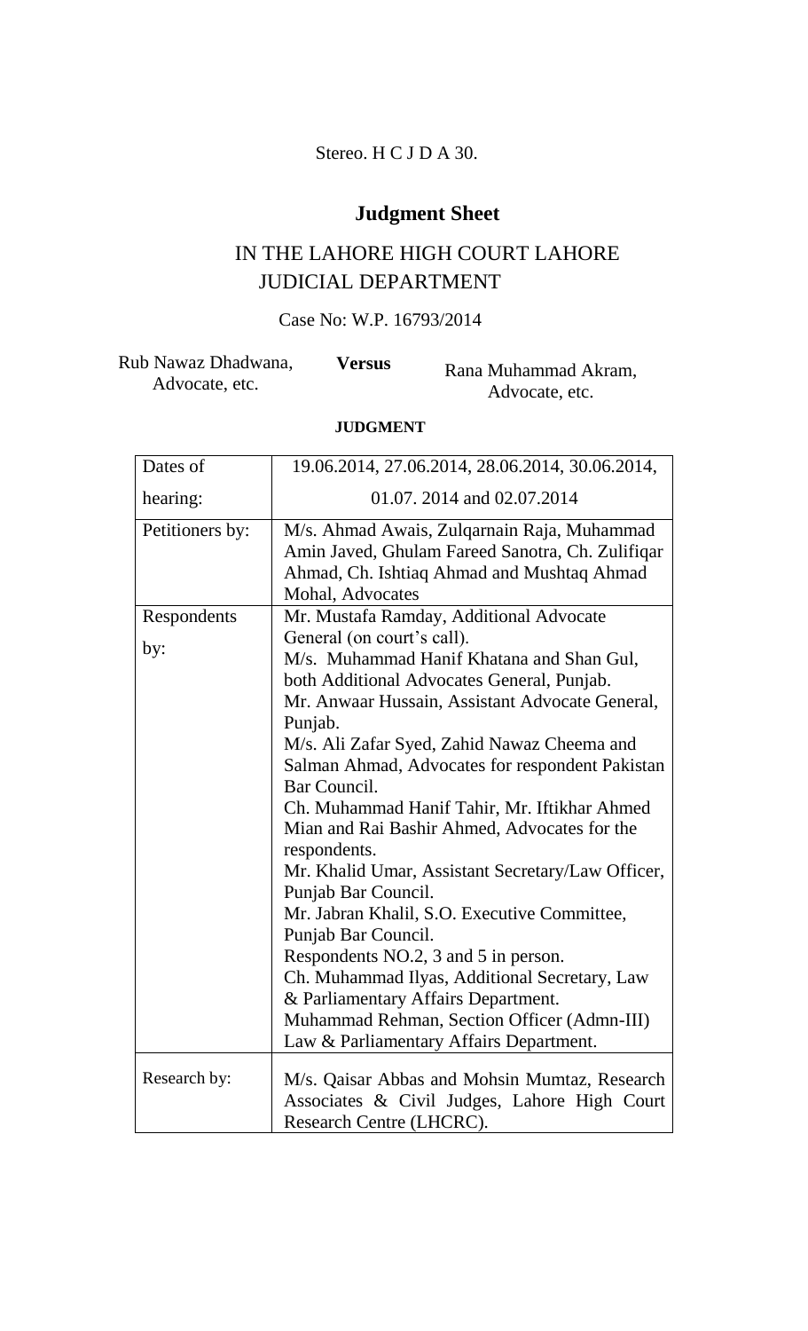Stereo. H C J D A 30.

# Judgment Sheet

## IN THE LAHORE HIGH COURT LAHORE JUDICIAL DEPARTMENT

Case No: W.P. 16793/2014

Rub Nawaz Dhadwana, Advocate, etc. **Versus** Rana Muhammad Akram, Advocate, etc.

**JUDGMENT**

| Dates of hearing: | 19.06.2014, 27.06.2014, 28.06.2014, 30.06.2014, 01.07. 2014 and 02.07.2014 |
|---|---|
| Petitioners by: | M/s. Ahmad Awais, Zulqarnain Raja, Muhammad Amin Javed, Ghulam Fareed Sanotra, Ch. Zulifiqar Ahmad, Ch. Ishtiaq Ahmad and Mushtaq Ahmad Mohal, Advocates |
| Respondents by: | Mr. Mustafa Ramday, Additional Advocate General (on court's call).<br>M/s. Muhammad Hanif Khatana and Shan Gul, both Additional Advocates General, Punjab.<br>Mr. Anwaar Hussain, Assistant Advocate General, Punjab.<br>M/s. Ali Zafar Syed, Zahid Nawaz Cheema and Salman Ahmad, Advocates for respondent Pakistan Bar Council.<br>Ch. Muhammad Hanif Tahir, Mr. Iftikhar Ahmed Mian and Rai Bashir Ahmed, Advocates for the respondents.<br>Mr. Khalid Umar, Assistant Secretary/Law Officer, Punjab Bar Council.<br>Mr. Jabran Khalil, S.O. Executive Committee, Punjab Bar Council.<br>Respondents NO.2, 3 and 5 in person.<br>Ch. Muhammad Ilyas, Additional Secretary, Law & Parliamentary Affairs Department.<br>Muhammad Rehman, Section Officer (Admn-III) Law & Parliamentary Affairs Department. |
| Research by: | M/s. Qaisar Abbas and Mohsin Mumtaz, Research Associates & Civil Judges, Lahore High Court Research Centre (LHCRC). |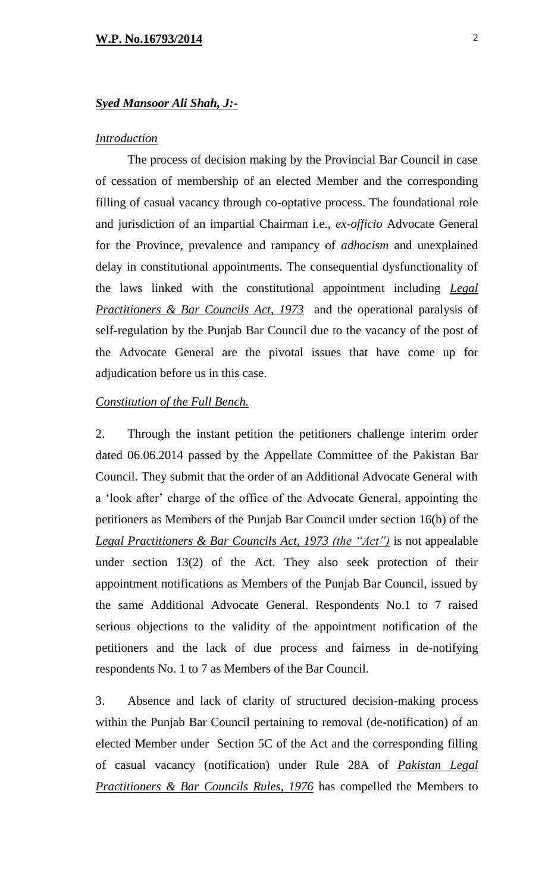***Syed Mansoor Ali Shah, J:-***

***Introduction***

The process of decision making by the Provincial Bar Council in case of cessation of membership of an elected Member and the corresponding filling of casual vacancy through co-optative process. The foundational role and jurisdiction of an impartial Chairman i.e., *ex-officio* Advocate General for the Province, prevalence and rampancy of *adhocism* and unexplained delay in constitutional appointments. The consequential dysfunctionality of the laws linked with the constitutional appointment including ***Legal Practitioners & Bar Councils Act, 1973*** and the operational paralysis of self-regulation by the Punjab Bar Council due to the vacancy of the post of the Advocate General are the pivotal issues that have come up for adjudication before us in this case.

***Constitution of the Full Bench.***

2. Through the instant petition the petitioners challenge interim order dated 06.06.2014 passed by the Appellate Committee of the Pakistan Bar Council. They submit that the order of an Additional Advocate General with a 'look after' charge of the office of the Advocate General, appointing the petitioners as Members of the Punjab Bar Council under section 16(b) of the ***Legal Practitioners & Bar Councils Act, 1973 (the "Act")*** is not appealable under section 13(2) of the Act. They also seek protection of their appointment notifications as Members of the Punjab Bar Council, issued by the same Additional Advocate General. Respondents No.1 to 7 raised serious objections to the validity of the appointment notification of the petitioners and the lack of due process and fairness in de-notifying respondents No. 1 to 7 as Members of the Bar Council.

3. Absence and lack of clarity of structured decision-making process within the Punjab Bar Council pertaining to removal (de-notification) of an elected Member under Section 5C of the Act and the corresponding filling of casual vacancy (notification) under Rule 28A of ***Pakistan Legal Practitioners & Bar Councils Rules, 1976*** has compelled the Members to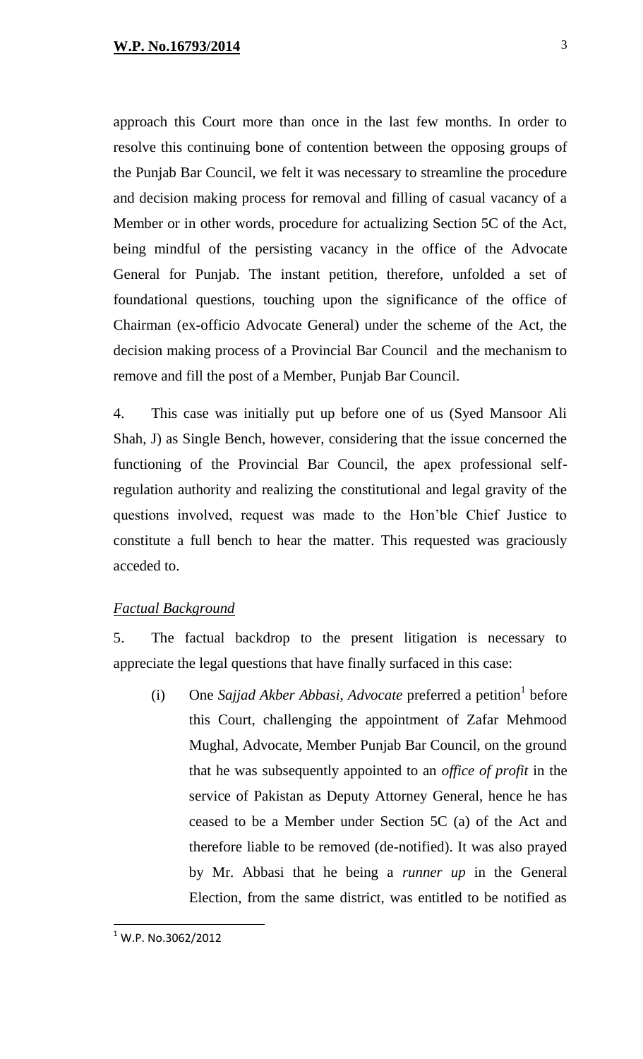approach this Court more than once in the last few months. In order to resolve this continuing bone of contention between the opposing groups of the Punjab Bar Council, we felt it was necessary to streamline the procedure and decision making process for removal and filling of casual vacancy of a Member or in other words, procedure for actualizing Section 5C of the Act, being mindful of the persisting vacancy in the office of the Advocate General for Punjab. The instant petition, therefore, unfolded a set of foundational questions, touching upon the significance of the office of Chairman (ex-officio Advocate General) under the scheme of the Act, the decision making process of a Provincial Bar Council and the mechanism to remove and fill the post of a Member, Punjab Bar Council.

4. This case was initially put up before one of us (Syed Mansoor Ali Shah, J) as Single Bench, however, considering that the issue concerned the functioning of the Provincial Bar Council, the apex professional self-regulation authority and realizing the constitutional and legal gravity of the questions involved, request was made to the Hon'ble Chief Justice to constitute a full bench to hear the matter. This requested was graciously acceded to.

*Factual Background*

5. The factual backdrop to the present litigation is necessary to appreciate the legal questions that have finally surfaced in this case:

(i) One *Sajjad Akber Abbasi, Advocate* preferred a petition[1] before this Court, challenging the appointment of Zafar Mehmood Mughal, Advocate, Member Punjab Bar Council, on the ground that he was subsequently appointed to an *office of profit* in the service of Pakistan as Deputy Attorney General, hence he has ceased to be a Member under Section 5C (a) of the Act and therefore liable to be removed (de-notified). It was also prayed by Mr. Abbasi that he being a *runner up* in the General Election, from the same district, was entitled to be notified as

[1] W.P. No.3062/2012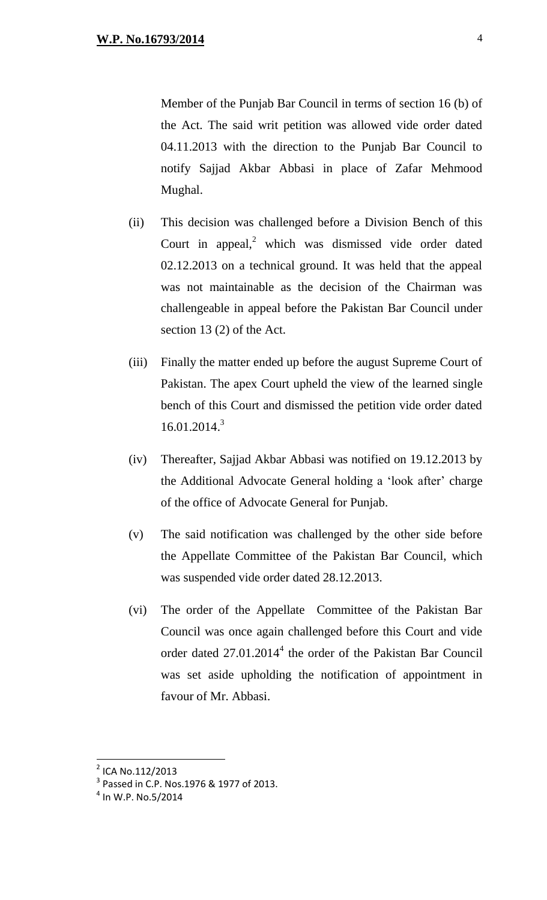Member of the Punjab Bar Council in terms of section 16 (b) of the Act. The said writ petition was allowed vide order dated 04.11.2013 with the direction to the Punjab Bar Council to notify Sajjad Akbar Abbasi in place of Zafar Mehmood Mughal.

(ii) This decision was challenged before a Division Bench of this Court in appeal,[2] which was dismissed vide order dated 02.12.2013 on a technical ground. It was held that the appeal was not maintainable as the decision of the Chairman was challengeable in appeal before the Pakistan Bar Council under section 13 (2) of the Act.

(iii) Finally the matter ended up before the august Supreme Court of Pakistan. The apex Court upheld the view of the learned single bench of this Court and dismissed the petition vide order dated 16.01.2014.[3]

(iv) Thereafter, Sajjad Akbar Abbasi was notified on 19.12.2013 by the Additional Advocate General holding a 'look after' charge of the office of Advocate General for Punjab.

(v) The said notification was challenged by the other side before the Appellate Committee of the Pakistan Bar Council, which was suspended vide order dated 28.12.2013.

(vi) The order of the Appellate Committee of the Pakistan Bar Council was once again challenged before this Court and vide order dated 27.01.2014[4] the order of the Pakistan Bar Council was set aside upholding the notification of appointment in favour of Mr. Abbasi.

---

[2] ICA No.112/2013

[3] Passed in C.P. Nos.1976 & 1977 of 2013.

[4] In W.P. No.5/2014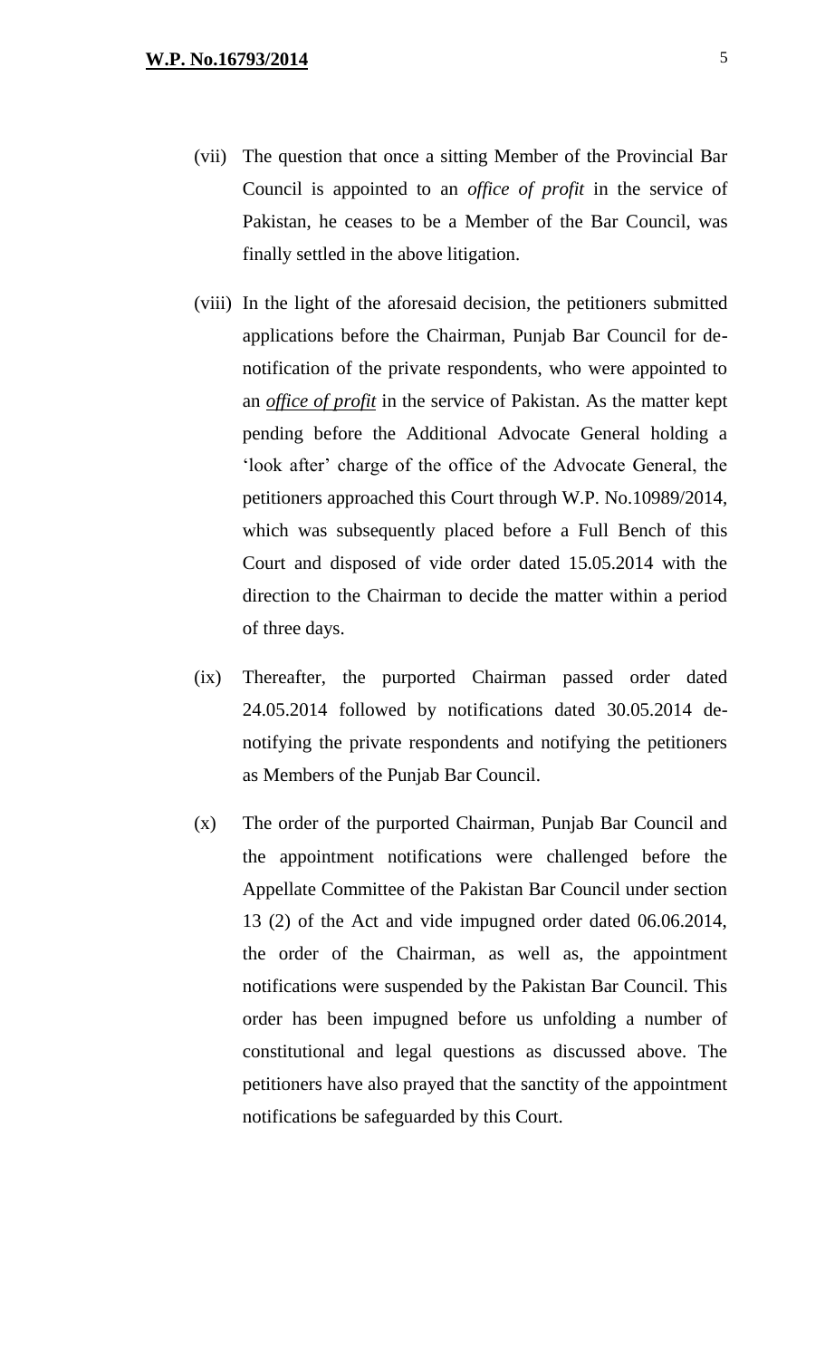(vii) The question that once a sitting Member of the Provincial Bar Council is appointed to an *office of profit* in the service of Pakistan, he ceases to be a Member of the Bar Council, was finally settled in the above litigation.

(viii) In the light of the aforesaid decision, the petitioners submitted applications before the Chairman, Punjab Bar Council for de-notification of the private respondents, who were appointed to an ***office of profit*** in the service of Pakistan. As the matter kept pending before the Additional Advocate General holding a 'look after' charge of the office of the Advocate General, the petitioners approached this Court through W.P. No.10989/2014, which was subsequently placed before a Full Bench of this Court and disposed of vide order dated 15.05.2014 with the direction to the Chairman to decide the matter within a period of three days.

(ix) Thereafter, the purported Chairman passed order dated 24.05.2014 followed by notifications dated 30.05.2014 de-notifying the private respondents and notifying the petitioners as Members of the Punjab Bar Council.

(x) The order of the purported Chairman, Punjab Bar Council and the appointment notifications were challenged before the Appellate Committee of the Pakistan Bar Council under section 13 (2) of the Act and vide impugned order dated 06.06.2014, the order of the Chairman, as well as, the appointment notifications were suspended by the Pakistan Bar Council. This order has been impugned before us unfolding a number of constitutional and legal questions as discussed above. The petitioners have also prayed that the sanctity of the appointment notifications be safeguarded by this Court.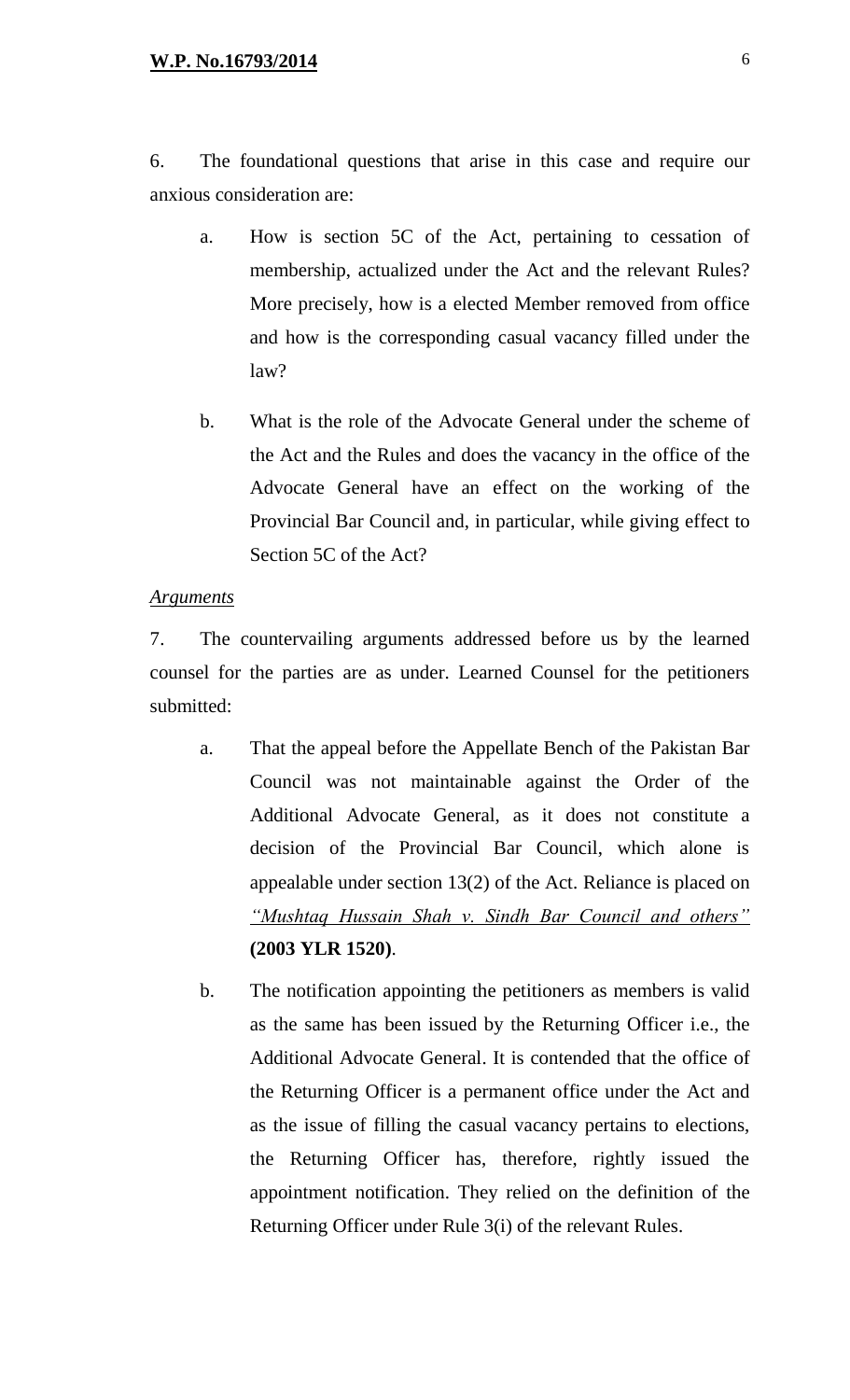6. The foundational questions that arise in this case and require our anxious consideration are:

a. How is section 5C of the Act, pertaining to cessation of membership, actualized under the Act and the relevant Rules? More precisely, how is a elected Member removed from office and how is the corresponding casual vacancy filled under the law?

b. What is the role of the Advocate General under the scheme of the Act and the Rules and does the vacancy in the office of the Advocate General have an effect on the working of the Provincial Bar Council and, in particular, while giving effect to Section 5C of the Act?

*Arguments*

7. The countervailing arguments addressed before us by the learned counsel for the parties are as under. Learned Counsel for the petitioners submitted:

a. That the appeal before the Appellate Bench of the Pakistan Bar Council was not maintainable against the Order of the Additional Advocate General, as it does not constitute a decision of the Provincial Bar Council, which alone is appealable under section 13(2) of the Act. Reliance is placed on *"Mushtaq Hussain Shah v. Sindh Bar Council and others"* **(2003 YLR 1520)**.

b. The notification appointing the petitioners as members is valid as the same has been issued by the Returning Officer i.e., the Additional Advocate General. It is contended that the office of the Returning Officer is a permanent office under the Act and as the issue of filling the casual vacancy pertains to elections, the Returning Officer has, therefore, rightly issued the appointment notification. They relied on the definition of the Returning Officer under Rule 3(i) of the relevant Rules.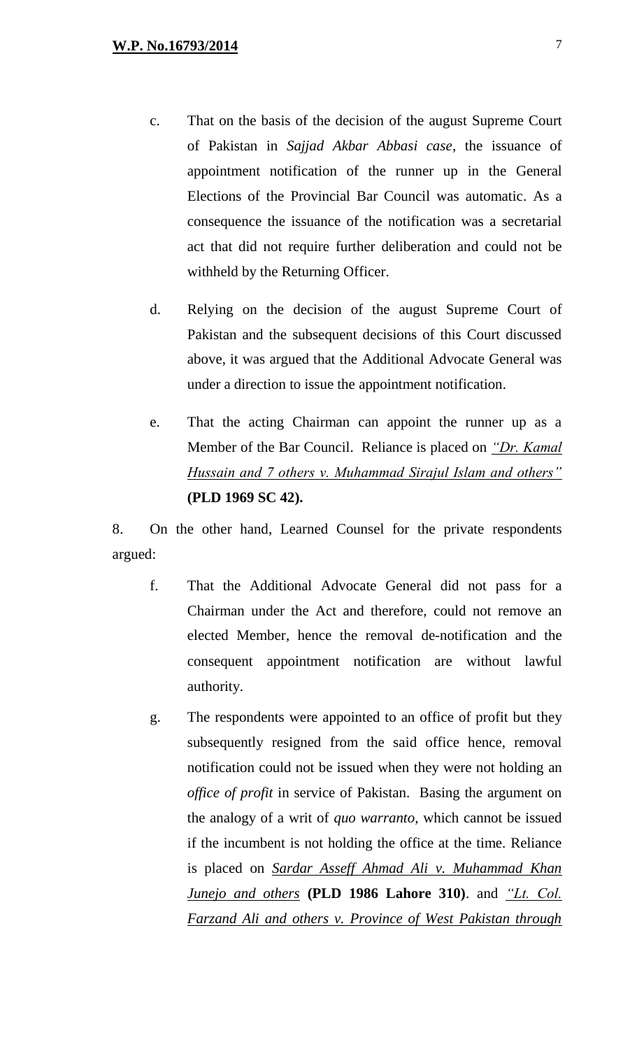c. That on the basis of the decision of the august Supreme Court of Pakistan in *Sajjad Akbar Abbasi case,* the issuance of appointment notification of the runner up in the General Elections of the Provincial Bar Council was automatic. As a consequence the issuance of the notification was a secretarial act that did not require further deliberation and could not be withheld by the Returning Officer.

d. Relying on the decision of the august Supreme Court of Pakistan and the subsequent decisions of this Court discussed above, it was argued that the Additional Advocate General was under a direction to issue the appointment notification.

e. That the acting Chairman can appoint the runner up as a Member of the Bar Council. Reliance is placed on *"Dr. Kamal Hussain and 7 others v. Muhammad Sirajul Islam and others"* **(PLD 1969 SC 42).**

8. On the other hand, Learned Counsel for the private respondents argued:

f. That the Additional Advocate General did not pass for a Chairman under the Act and therefore, could not remove an elected Member, hence the removal de-notification and the consequent appointment notification are without lawful authority.

g. The respondents were appointed to an office of profit but they subsequently resigned from the said office hence, removal notification could not be issued when they were not holding an *office of profit* in service of Pakistan. Basing the argument on the analogy of a writ of *quo warranto*, which cannot be issued if the incumbent is not holding the office at the time. Reliance is placed on *Sardar Asseff Ahmad Ali v. Muhammad Khan Junejo and others* **(PLD 1986 Lahore 310)**. and *"Lt. Col. Farzand Ali and others v. Province of West Pakistan through*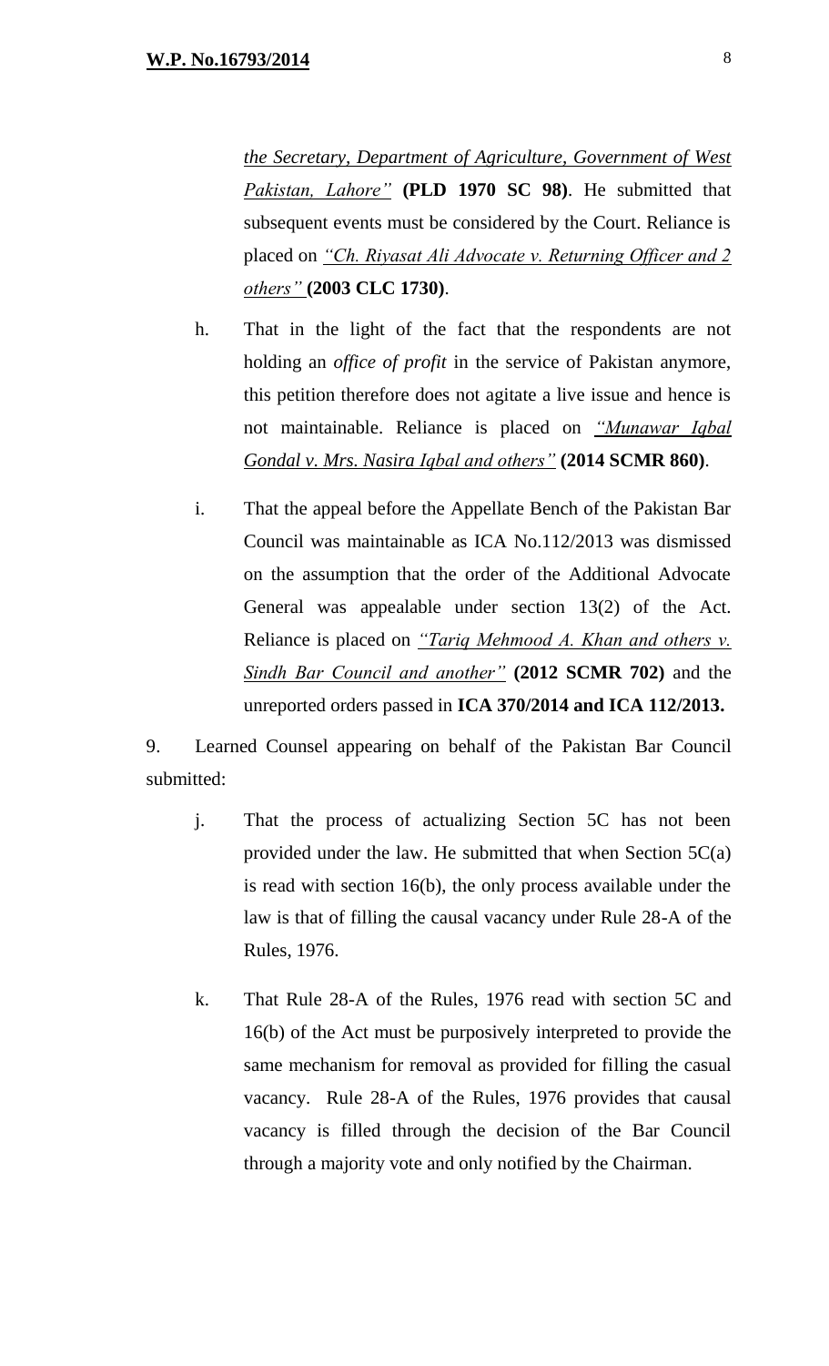*the Secretary, Department of Agriculture, Government of West Pakistan, Lahore"* **(PLD 1970 SC 98)**. He submitted that subsequent events must be considered by the Court. Reliance is placed on *"Ch. Riyasat Ali Advocate v. Returning Officer and 2 others"* **(2003 CLC 1730)**.

h. That in the light of the fact that the respondents are not holding an *office of profit* in the service of Pakistan anymore, this petition therefore does not agitate a live issue and hence is not maintainable. Reliance is placed on *"Munawar Iqbal Gondal v. Mrs. Nasira Iqbal and others"* **(2014 SCMR 860)**.

i. That the appeal before the Appellate Bench of the Pakistan Bar Council was maintainable as ICA No.112/2013 was dismissed on the assumption that the order of the Additional Advocate General was appealable under section 13(2) of the Act. Reliance is placed on *"Tariq Mehmood A. Khan and others v. Sindh Bar Council and another"* **(2012 SCMR 702)** and the unreported orders passed in **ICA 370/2014 and ICA 112/2013.**

9. Learned Counsel appearing on behalf of the Pakistan Bar Council submitted:

j. That the process of actualizing Section 5C has not been provided under the law. He submitted that when Section 5C(a) is read with section 16(b), the only process available under the law is that of filling the causal vacancy under Rule 28-A of the Rules, 1976.

k. That Rule 28-A of the Rules, 1976 read with section 5C and 16(b) of the Act must be purposively interpreted to provide the same mechanism for removal as provided for filling the casual vacancy. Rule 28-A of the Rules, 1976 provides that causal vacancy is filled through the decision of the Bar Council through a majority vote and only notified by the Chairman.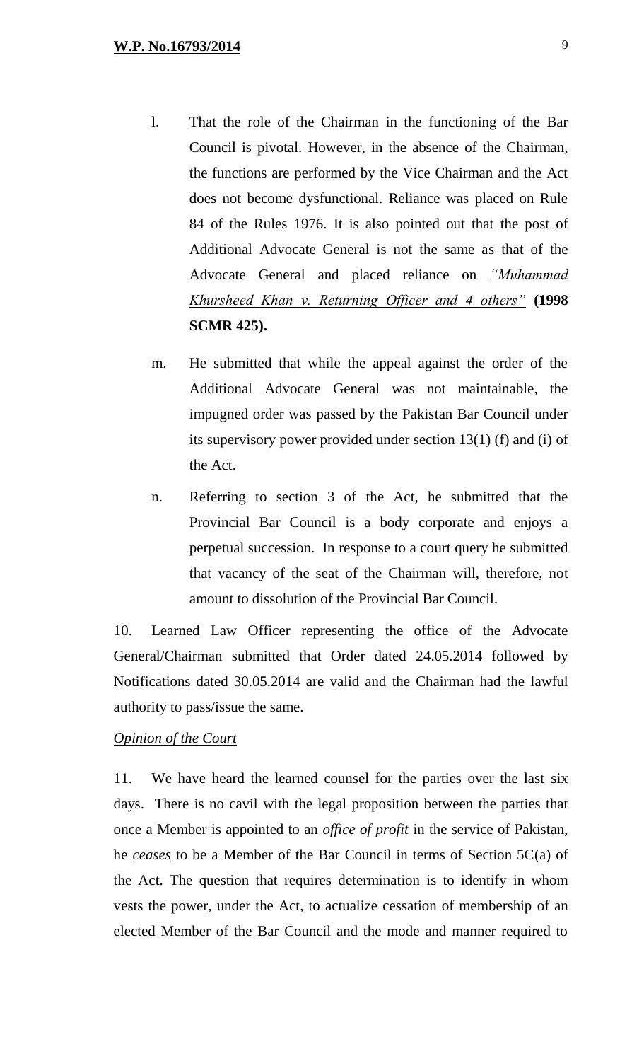l. That the role of the Chairman in the functioning of the Bar Council is pivotal. However, in the absence of the Chairman, the functions are performed by the Vice Chairman and the Act does not become dysfunctional. Reliance was placed on Rule 84 of the Rules 1976. It is also pointed out that the post of Additional Advocate General is not the same as that of the Advocate General and placed reliance on *"Muhammad Khursheed Khan v. Returning Officer and 4 others"* **(1998 SCMR 425).**

m. He submitted that while the appeal against the order of the Additional Advocate General was not maintainable, the impugned order was passed by the Pakistan Bar Council under its supervisory power provided under section 13(1) (f) and (i) of the Act.

n. Referring to section 3 of the Act, he submitted that the Provincial Bar Council is a body corporate and enjoys a perpetual succession. In response to a court query he submitted that vacancy of the seat of the Chairman will, therefore, not amount to dissolution of the Provincial Bar Council.

10. Learned Law Officer representing the office of the Advocate General/Chairman submitted that Order dated 24.05.2014 followed by Notifications dated 30.05.2014 are valid and the Chairman had the lawful authority to pass/issue the same.

*Opinion of the Court*

11. We have heard the learned counsel for the parties over the last six days. There is no cavil with the legal proposition between the parties that once a Member is appointed to an *office of profit* in the service of Pakistan, he ***ceases*** to be a Member of the Bar Council in terms of Section 5C(a) of the Act. The question that requires determination is to identify in whom vests the power, under the Act, to actualize cessation of membership of an elected Member of the Bar Council and the mode and manner required to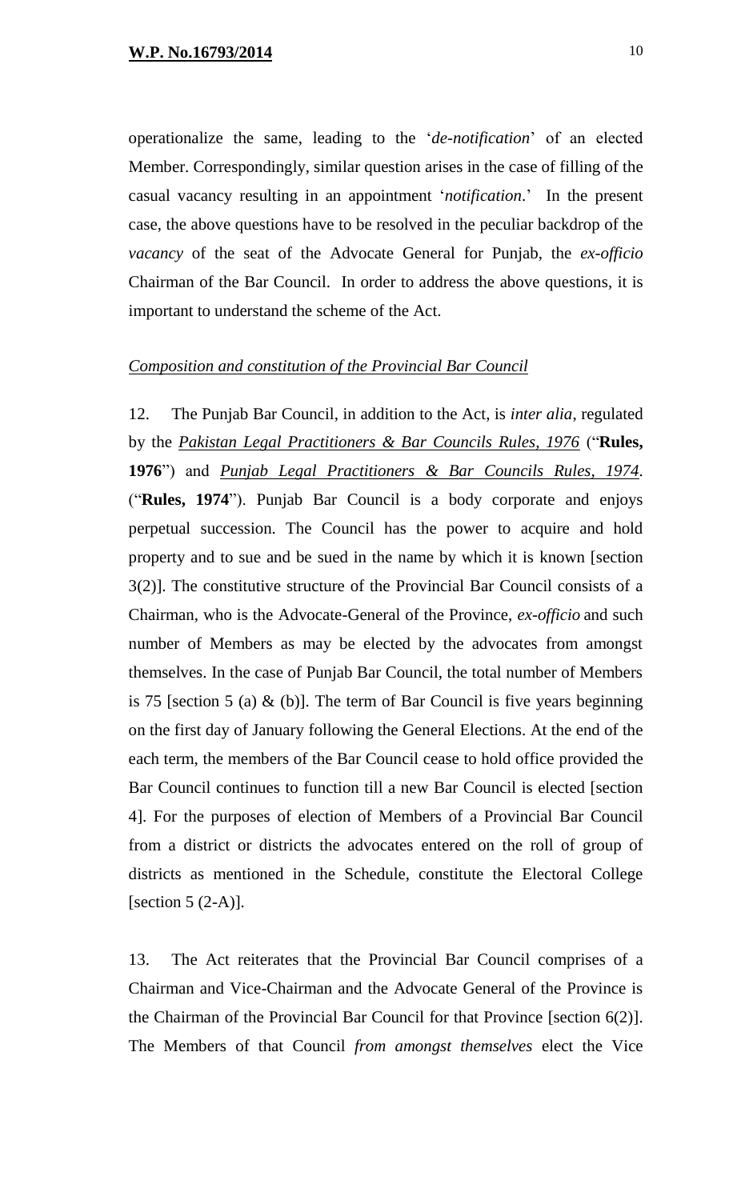operationalize the same, leading to the '*de-notification*' of an elected Member. Correspondingly, similar question arises in the case of filling of the casual vacancy resulting in an appointment '*notification*.' In the present case, the above questions have to be resolved in the peculiar backdrop of the *vacancy* of the seat of the Advocate General for Punjab, the *ex-officio* Chairman of the Bar Council. In order to address the above questions, it is important to understand the scheme of the Act.

*Composition and constitution of the Provincial Bar Council*

12. The Punjab Bar Council, in addition to the Act, is *inter alia*, regulated by the ***Pakistan Legal Practitioners & Bar Councils Rules, 1976*** ("**Rules, 1976**") and ***Punjab Legal Practitioners & Bar Councils Rules, 1974***. ("**Rules, 1974**"). Punjab Bar Council is a body corporate and enjoys perpetual succession. The Council has the power to acquire and hold property and to sue and be sued in the name by which it is known [section 3(2)]. The constitutive structure of the Provincial Bar Council consists of a Chairman, who is the Advocate-General of the Province, *ex-officio* and such number of Members as may be elected by the advocates from amongst themselves. In the case of Punjab Bar Council, the total number of Members is 75 [section 5 (a) & (b)]. The term of Bar Council is five years beginning on the first day of January following the General Elections. At the end of the each term, the members of the Bar Council cease to hold office provided the Bar Council continues to function till a new Bar Council is elected [section 4]. For the purposes of election of Members of a Provincial Bar Council from a district or districts the advocates entered on the roll of group of districts as mentioned in the Schedule, constitute the Electoral College [section 5 (2-A)].

13. The Act reiterates that the Provincial Bar Council comprises of a Chairman and Vice-Chairman and the Advocate General of the Province is the Chairman of the Provincial Bar Council for that Province [section 6(2)]. The Members of that Council *from amongst themselves* elect the Vice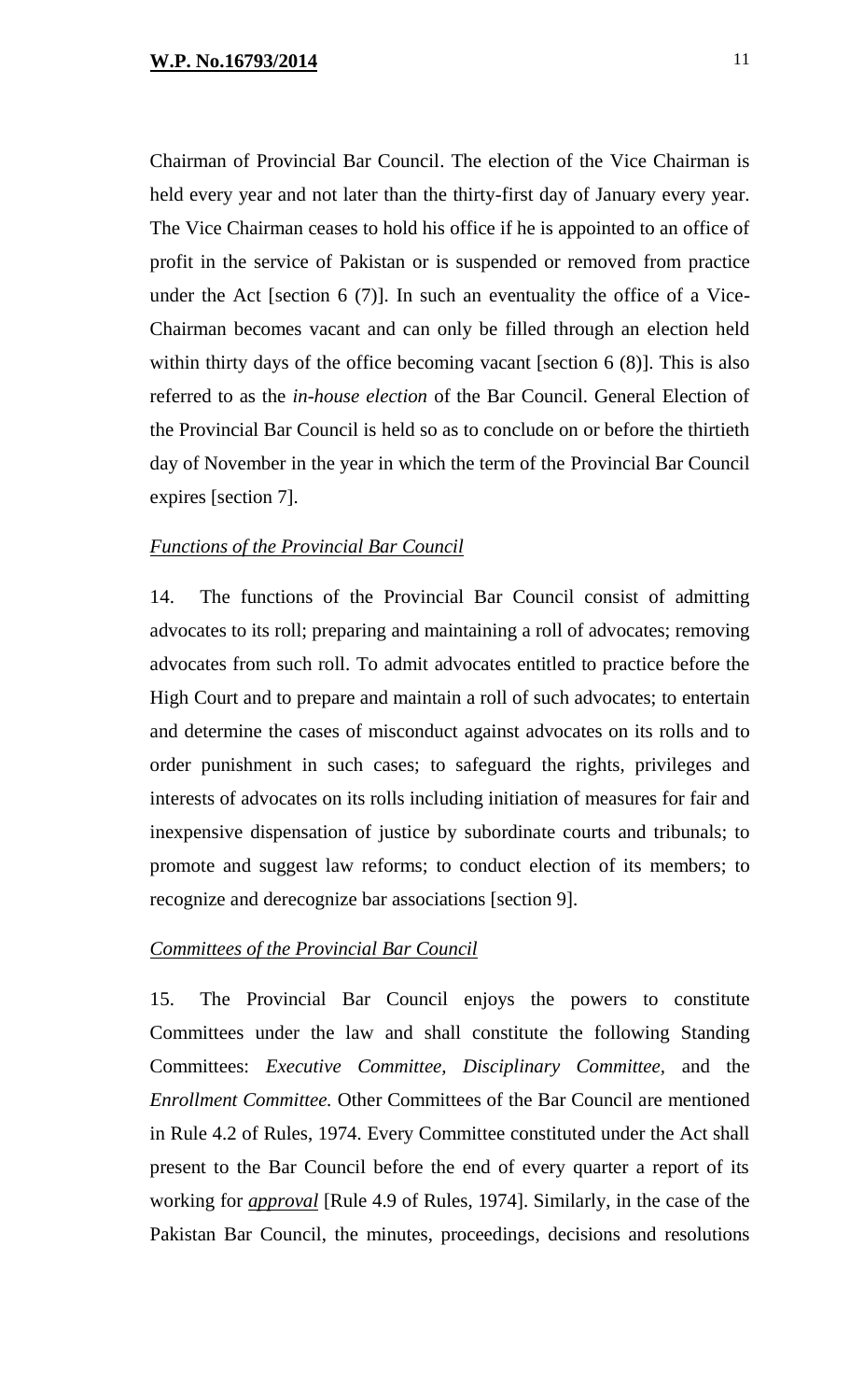Chairman of Provincial Bar Council. The election of the Vice Chairman is held every year and not later than the thirty-first day of January every year. The Vice Chairman ceases to hold his office if he is appointed to an office of profit in the service of Pakistan or is suspended or removed from practice under the Act [section 6 (7)]. In such an eventuality the office of a Vice-Chairman becomes vacant and can only be filled through an election held within thirty days of the office becoming vacant [section 6 (8)]. This is also referred to as the *in-house election* of the Bar Council. General Election of the Provincial Bar Council is held so as to conclude on or before the thirtieth day of November in the year in which the term of the Provincial Bar Council expires [section 7].

*Functions of the Provincial Bar Council*

14. The functions of the Provincial Bar Council consist of admitting advocates to its roll; preparing and maintaining a roll of advocates; removing advocates from such roll. To admit advocates entitled to practice before the High Court and to prepare and maintain a roll of such advocates; to entertain and determine the cases of misconduct against advocates on its rolls and to order punishment in such cases; to safeguard the rights, privileges and interests of advocates on its rolls including initiation of measures for fair and inexpensive dispensation of justice by subordinate courts and tribunals; to promote and suggest law reforms; to conduct election of its members; to recognize and derecognize bar associations [section 9].

*Committees of the Provincial Bar Council*

15. The Provincial Bar Council enjoys the powers to constitute Committees under the law and shall constitute the following Standing Committees: *Executive Committee*, *Disciplinary Committee*, and the *Enrollment Committee.* Other Committees of the Bar Council are mentioned in Rule 4.2 of Rules, 1974. Every Committee constituted under the Act shall present to the Bar Council before the end of every quarter a report of its working for ***approval*** [Rule 4.9 of Rules, 1974]. Similarly, in the case of the Pakistan Bar Council, the minutes, proceedings, decisions and resolutions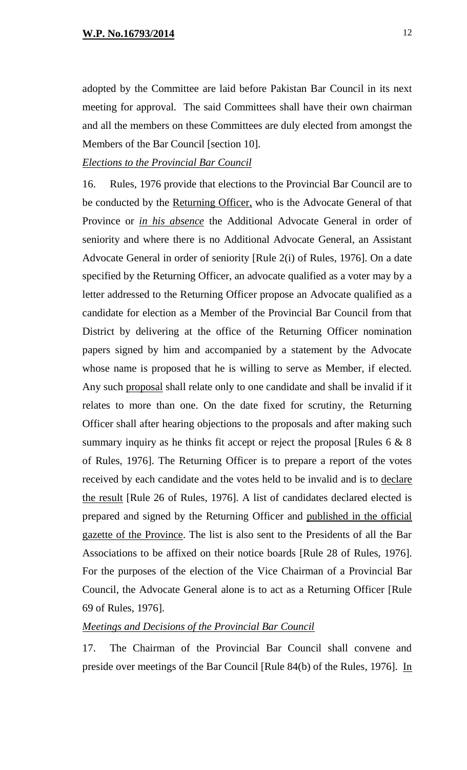adopted by the Committee are laid before Pakistan Bar Council in its next meeting for approval. The said Committees shall have their own chairman and all the members on these Committees are duly elected from amongst the Members of the Bar Council [section 10].

*Elections to the Provincial Bar Council*

16. Rules, 1976 provide that elections to the Provincial Bar Council are to be conducted by the Returning Officer, who is the Advocate General of that Province or ***in his absence*** the Additional Advocate General in order of seniority and where there is no Additional Advocate General, an Assistant Advocate General in order of seniority [Rule 2(i) of Rules, 1976]. On a date specified by the Returning Officer, an advocate qualified as a voter may by a letter addressed to the Returning Officer propose an Advocate qualified as a candidate for election as a Member of the Provincial Bar Council from that District by delivering at the office of the Returning Officer nomination papers signed by him and accompanied by a statement by the Advocate whose name is proposed that he is willing to serve as Member, if elected. Any such proposal shall relate only to one candidate and shall be invalid if it relates to more than one. On the date fixed for scrutiny, the Returning Officer shall after hearing objections to the proposals and after making such summary inquiry as he thinks fit accept or reject the proposal [Rules 6 & 8 of Rules, 1976]. The Returning Officer is to prepare a report of the votes received by each candidate and the votes held to be invalid and is to declare the result [Rule 26 of Rules, 1976]. A list of candidates declared elected is prepared and signed by the Returning Officer and published in the official gazette of the Province. The list is also sent to the Presidents of all the Bar Associations to be affixed on their notice boards [Rule 28 of Rules, 1976]. For the purposes of the election of the Vice Chairman of a Provincial Bar Council, the Advocate General alone is to act as a Returning Officer [Rule 69 of Rules, 1976].

*Meetings and Decisions of the Provincial Bar Council*

17. The Chairman of the Provincial Bar Council shall convene and preside over meetings of the Bar Council [Rule 84(b) of the Rules, 1976]. In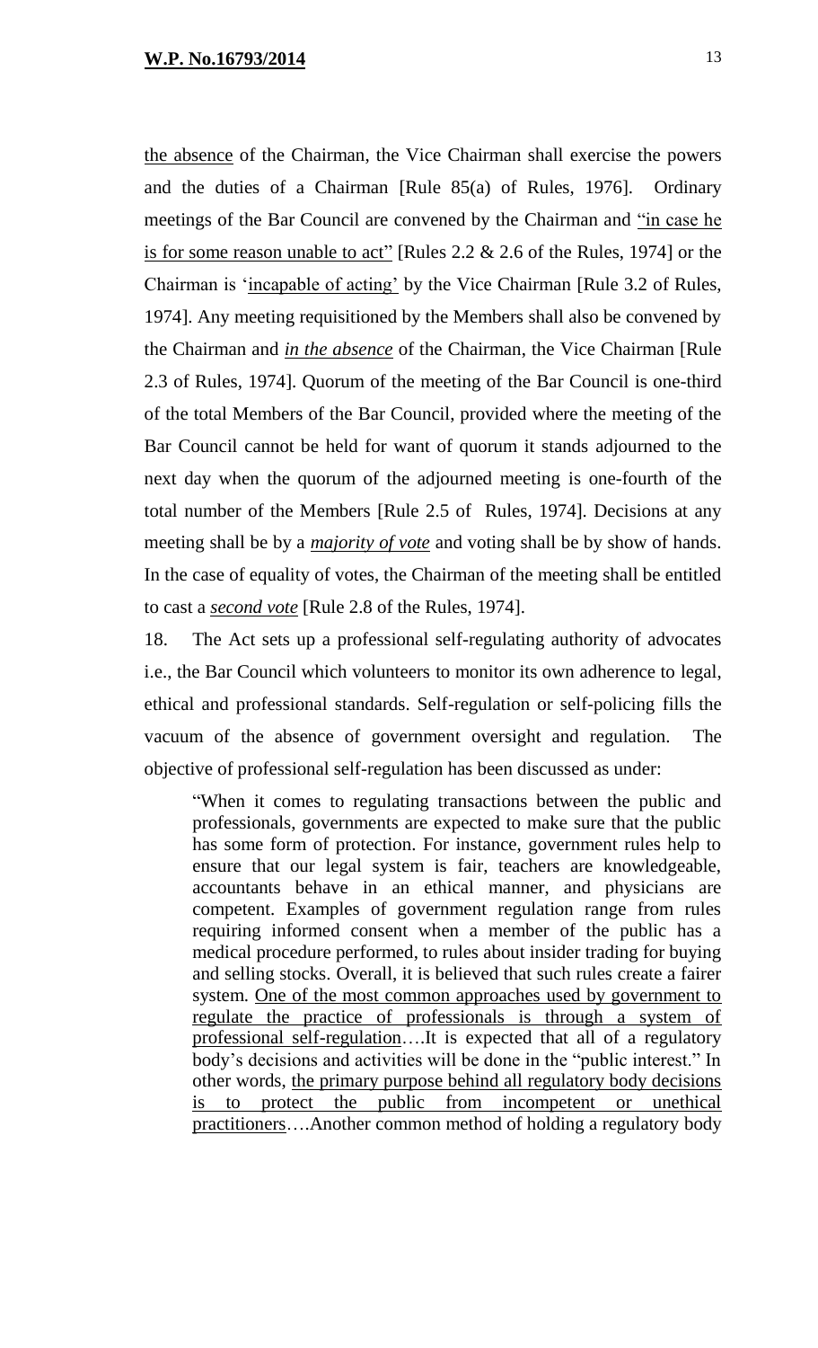the absence of the Chairman, the Vice Chairman shall exercise the powers and the duties of a Chairman [Rule 85(a) of Rules, 1976]. Ordinary meetings of the Bar Council are convened by the Chairman and "in case he is for some reason unable to act" [Rules 2.2 & 2.6 of the Rules, 1974] or the Chairman is 'incapable of acting' by the Vice Chairman [Rule 3.2 of Rules, 1974]. Any meeting requisitioned by the Members shall also be convened by the Chairman and ***in the absence*** of the Chairman, the Vice Chairman [Rule 2.3 of Rules, 1974]. Quorum of the meeting of the Bar Council is one-third of the total Members of the Bar Council, provided where the meeting of the Bar Council cannot be held for want of quorum it stands adjourned to the next day when the quorum of the adjourned meeting is one-fourth of the total number of the Members [Rule 2.5 of Rules, 1974]. Decisions at any meeting shall be by a ***majority of vote*** and voting shall be by show of hands. In the case of equality of votes, the Chairman of the meeting shall be entitled to cast a ***second vote*** [Rule 2.8 of the Rules, 1974].

18. The Act sets up a professional self-regulating authority of advocates i.e., the Bar Council which volunteers to monitor its own adherence to legal, ethical and professional standards. Self-regulation or self-policing fills the vacuum of the absence of government oversight and regulation. The objective of professional self-regulation has been discussed as under:

> "When it comes to regulating transactions between the public and professionals, governments are expected to make sure that the public has some form of protection. For instance, government rules help to ensure that our legal system is fair, teachers are knowledgeable, accountants behave in an ethical manner, and physicians are competent. Examples of government regulation range from rules requiring informed consent when a member of the public has a medical procedure performed, to rules about insider trading for buying and selling stocks. Overall, it is believed that such rules create a fairer system. One of the most common approaches used by government to regulate the practice of professionals is through a system of professional self-regulation….It is expected that all of a regulatory body's decisions and activities will be done in the "public interest." In other words, the primary purpose behind all regulatory body decisions is to protect the public from incompetent or unethical practitioners….Another common method of holding a regulatory body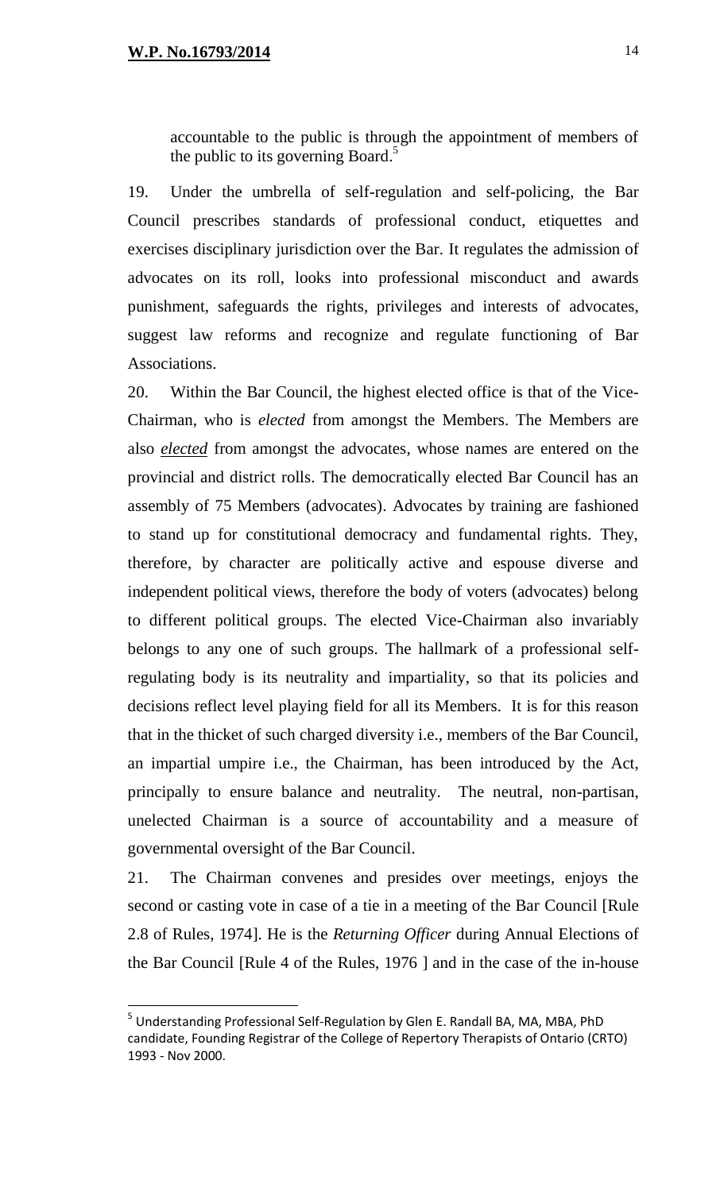accountable to the public is through the appointment of members of the public to its governing Board.[5]

19. Under the umbrella of self-regulation and self-policing, the Bar Council prescribes standards of professional conduct, etiquettes and exercises disciplinary jurisdiction over the Bar. It regulates the admission of advocates on its roll, looks into professional misconduct and awards punishment, safeguards the rights, privileges and interests of advocates, suggest law reforms and recognize and regulate functioning of Bar Associations.

20. Within the Bar Council, the highest elected office is that of the Vice-Chairman, who is *elected* from amongst the Members. The Members are also ***elected*** from amongst the advocates, whose names are entered on the provincial and district rolls. The democratically elected Bar Council has an assembly of 75 Members (advocates). Advocates by training are fashioned to stand up for constitutional democracy and fundamental rights. They, therefore, by character are politically active and espouse diverse and independent political views, therefore the body of voters (advocates) belong to different political groups. The elected Vice-Chairman also invariably belongs to any one of such groups. The hallmark of a professional self-regulating body is its neutrality and impartiality, so that its policies and decisions reflect level playing field for all its Members. It is for this reason that in the thicket of such charged diversity i.e., members of the Bar Council, an impartial umpire i.e., the Chairman, has been introduced by the Act, principally to ensure balance and neutrality. The neutral, non-partisan, unelected Chairman is a source of accountability and a measure of governmental oversight of the Bar Council.

21. The Chairman convenes and presides over meetings, enjoys the second or casting vote in case of a tie in a meeting of the Bar Council [Rule 2.8 of Rules, 1974]. He is the *Returning Officer* during Annual Elections of the Bar Council [Rule 4 of the Rules, 1976 ] and in the case of the in-house

---

[5] Understanding Professional Self-Regulation by Glen E. Randall BA, MA, MBA, PhD candidate, Founding Registrar of the College of Repertory Therapists of Ontario (CRTO) 1993 - Nov 2000.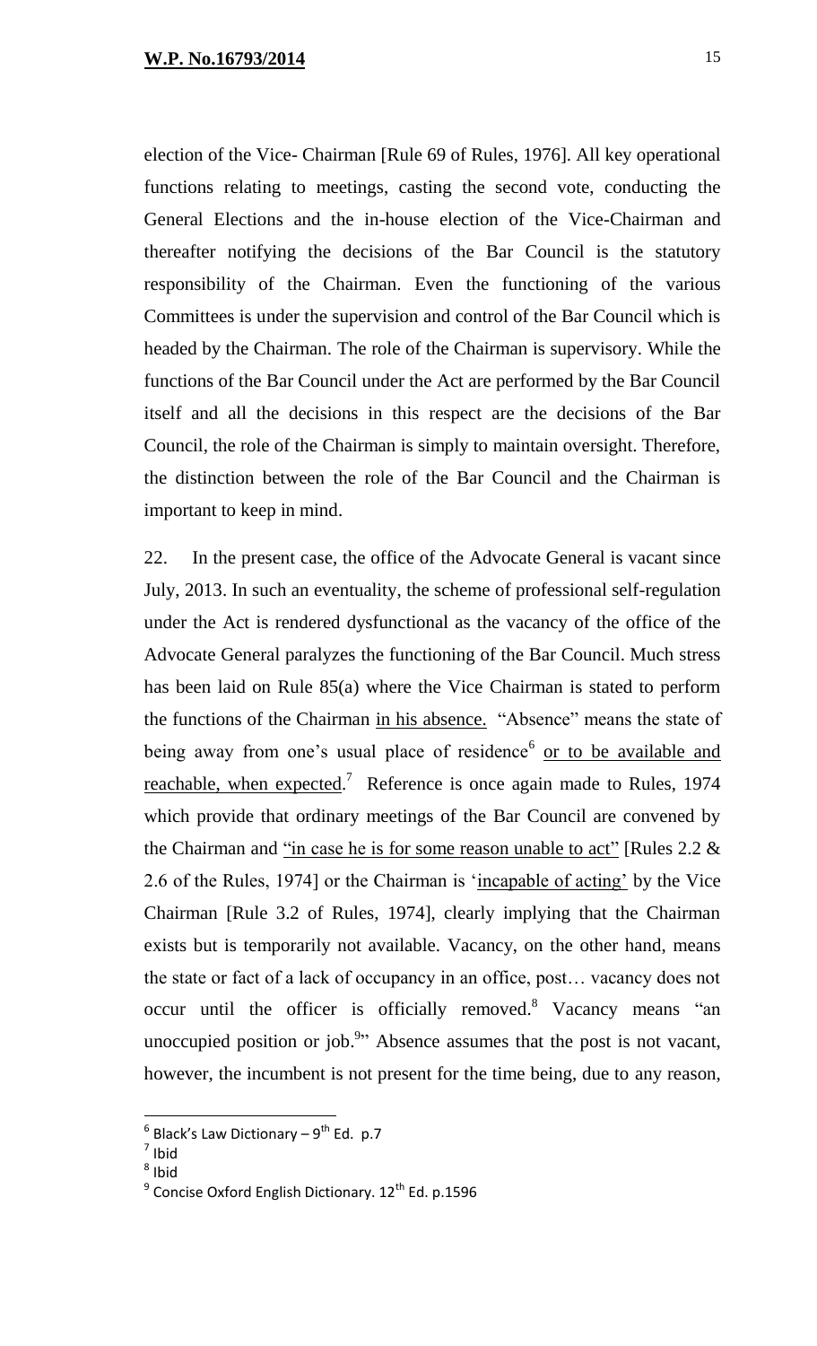election of the Vice- Chairman [Rule 69 of Rules, 1976]. All key operational functions relating to meetings, casting the second vote, conducting the General Elections and the in-house election of the Vice-Chairman and thereafter notifying the decisions of the Bar Council is the statutory responsibility of the Chairman. Even the functioning of the various Committees is under the supervision and control of the Bar Council which is headed by the Chairman. The role of the Chairman is supervisory. While the functions of the Bar Council under the Act are performed by the Bar Council itself and all the decisions in this respect are the decisions of the Bar Council, the role of the Chairman is simply to maintain oversight. Therefore, the distinction between the role of the Bar Council and the Chairman is important to keep in mind.

22. In the present case, the office of the Advocate General is vacant since July, 2013. In such an eventuality, the scheme of professional self-regulation under the Act is rendered dysfunctional as the vacancy of the office of the Advocate General paralyzes the functioning of the Bar Council. Much stress has been laid on Rule 85(a) where the Vice Chairman is stated to perform the functions of the Chairman <u>in his absence.</u> "Absence" means the state of being away from one's usual place of residence[6] <u>or to be available and reachable, when expected</u>.[7] Reference is once again made to Rules, 1974 which provide that ordinary meetings of the Bar Council are convened by the Chairman and <u>"in case he is for some reason unable to act"</u> [Rules 2.2 & 2.6 of the Rules, 1974] or the Chairman is '<u>incapable of acting</u>' by the Vice Chairman [Rule 3.2 of Rules, 1974], clearly implying that the Chairman exists but is temporarily not available. Vacancy, on the other hand, means the state or fact of a lack of occupancy in an office, post… vacancy does not occur until the officer is officially removed.[8] Vacancy means "an unoccupied position or job.[9]" Absence assumes that the post is not vacant, however, the incumbent is not present for the time being, due to any reason,

---

[6] Black's Law Dictionary – 9th Ed. p.7
[7] Ibid
[8] Ibid
[9] Concise Oxford English Dictionary. 12th Ed. p.1596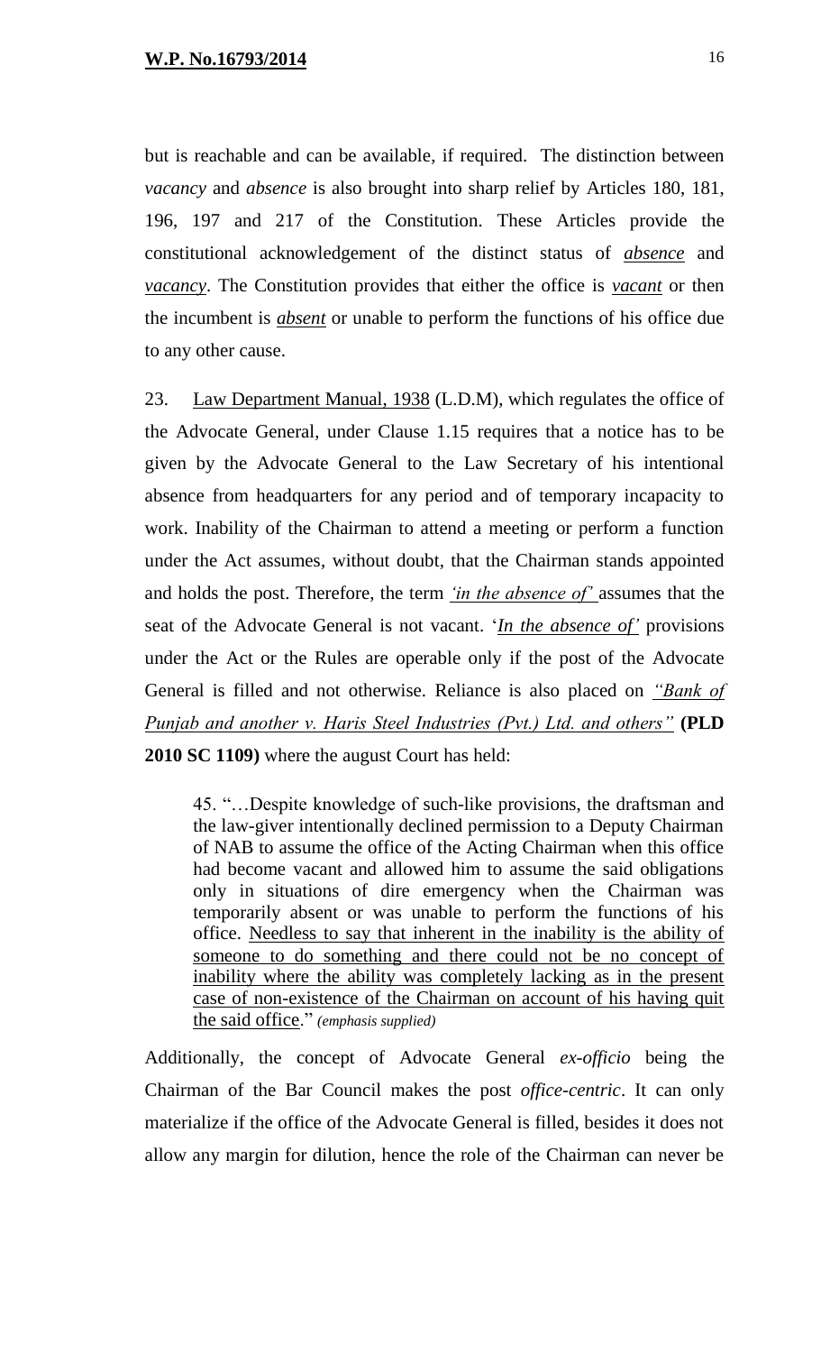but is reachable and can be available, if required. The distinction between *vacancy* and *absence* is also brought into sharp relief by Articles 180, 181, 196, 197 and 217 of the Constitution. These Articles provide the constitutional acknowledgement of the distinct status of ***absence*** and ***vacancy***. The Constitution provides that either the office is ***vacant*** or then the incumbent is ***absent*** or unable to perform the functions of his office due to any other cause.

23. Law Department Manual, 1938 (L.D.M), which regulates the office of the Advocate General, under Clause 1.15 requires that a notice has to be given by the Advocate General to the Law Secretary of his intentional absence from headquarters for any period and of temporary incapacity to work. Inability of the Chairman to attend a meeting or perform a function under the Act assumes, without doubt, that the Chairman stands appointed and holds the post. Therefore, the term *'in the absence of'* assumes that the seat of the Advocate General is not vacant. '*In the absence of'* provisions under the Act or the Rules are operable only if the post of the Advocate General is filled and not otherwise. Reliance is also placed on *"Bank of Punjab and another v. Haris Steel Industries (Pvt.) Ltd. and others"* **(PLD 2010 SC 1109)** where the august Court has held:

> 45. "…Despite knowledge of such-like provisions, the draftsman and the law-giver intentionally declined permission to a Deputy Chairman of NAB to assume the office of the Acting Chairman when this office had become vacant and allowed him to assume the said obligations only in situations of dire emergency when the Chairman was temporarily absent or was unable to perform the functions of his office. Needless to say that inherent in the inability is the ability of someone to do something and there could not be no concept of inability where the ability was completely lacking as in the present case of non-existence of the Chairman on account of his having quit the said office." *(emphasis supplied)*

Additionally, the concept of Advocate General *ex-officio* being the Chairman of the Bar Council makes the post *office-centric*. It can only materialize if the office of the Advocate General is filled, besides it does not allow any margin for dilution, hence the role of the Chairman can never be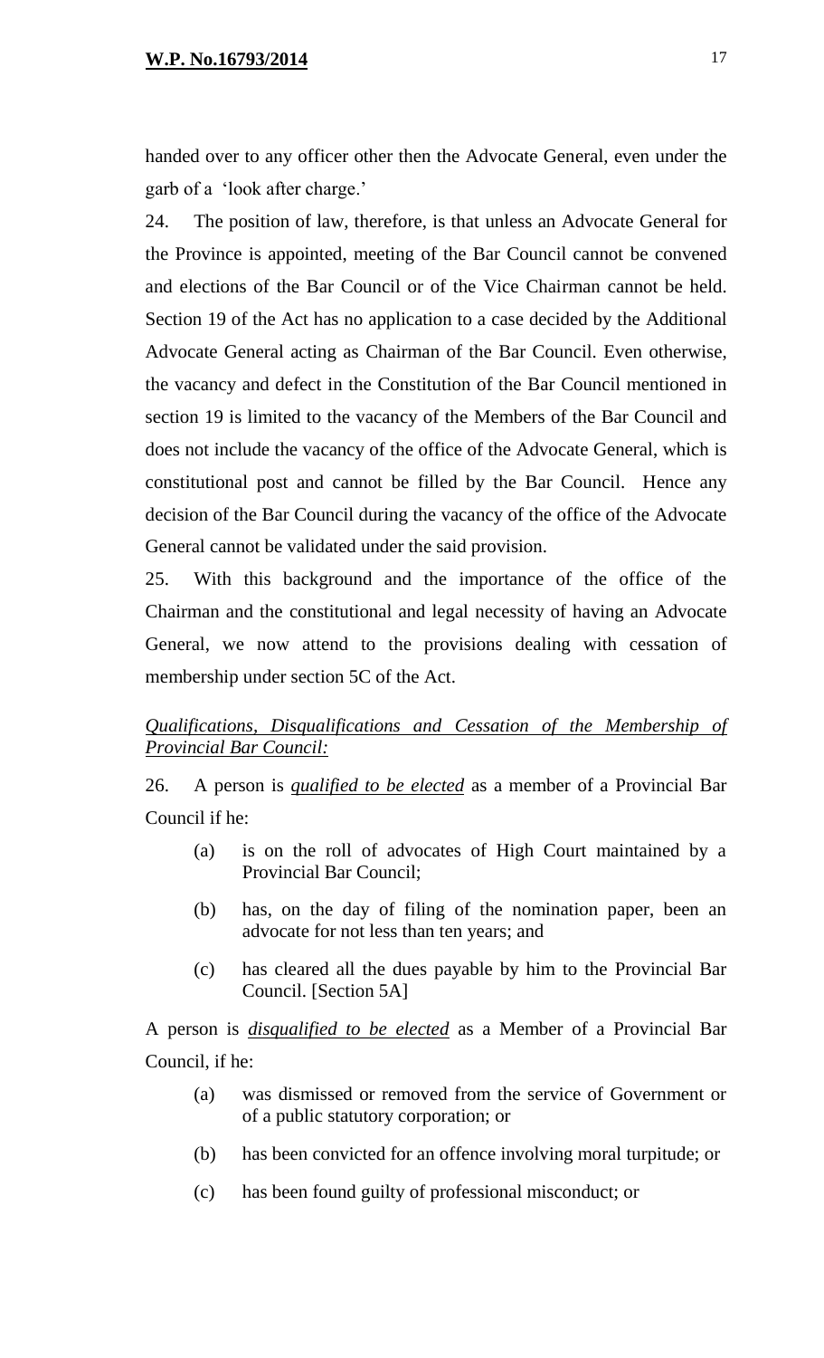handed over to any officer other then the Advocate General, even under the garb of a 'look after charge.'

24. The position of law, therefore, is that unless an Advocate General for the Province is appointed, meeting of the Bar Council cannot be convened and elections of the Bar Council or of the Vice Chairman cannot be held. Section 19 of the Act has no application to a case decided by the Additional Advocate General acting as Chairman of the Bar Council. Even otherwise, the vacancy and defect in the Constitution of the Bar Council mentioned in section 19 is limited to the vacancy of the Members of the Bar Council and does not include the vacancy of the office of the Advocate General, which is constitutional post and cannot be filled by the Bar Council. Hence any decision of the Bar Council during the vacancy of the office of the Advocate General cannot be validated under the said provision.

25. With this background and the importance of the office of the Chairman and the constitutional and legal necessity of having an Advocate General, we now attend to the provisions dealing with cessation of membership under section 5C of the Act.

*<u>Qualifications, Disqualifications and Cessation of the Membership of Provincial Bar Council:</u>*

26. A person is *<u>qualified to be elected</u>* as a member of a Provincial Bar Council if he:

- (a) is on the roll of advocates of High Court maintained by a Provincial Bar Council;
- (b) has, on the day of filing of the nomination paper, been an advocate for not less than ten years; and
- (c) has cleared all the dues payable by him to the Provincial Bar Council. [Section 5A]

A person is *<u>disqualified to be elected</u>* as a Member of a Provincial Bar Council, if he:

- (a) was dismissed or removed from the service of Government or of a public statutory corporation; or
- (b) has been convicted for an offence involving moral turpitude; or
- (c) has been found guilty of professional misconduct; or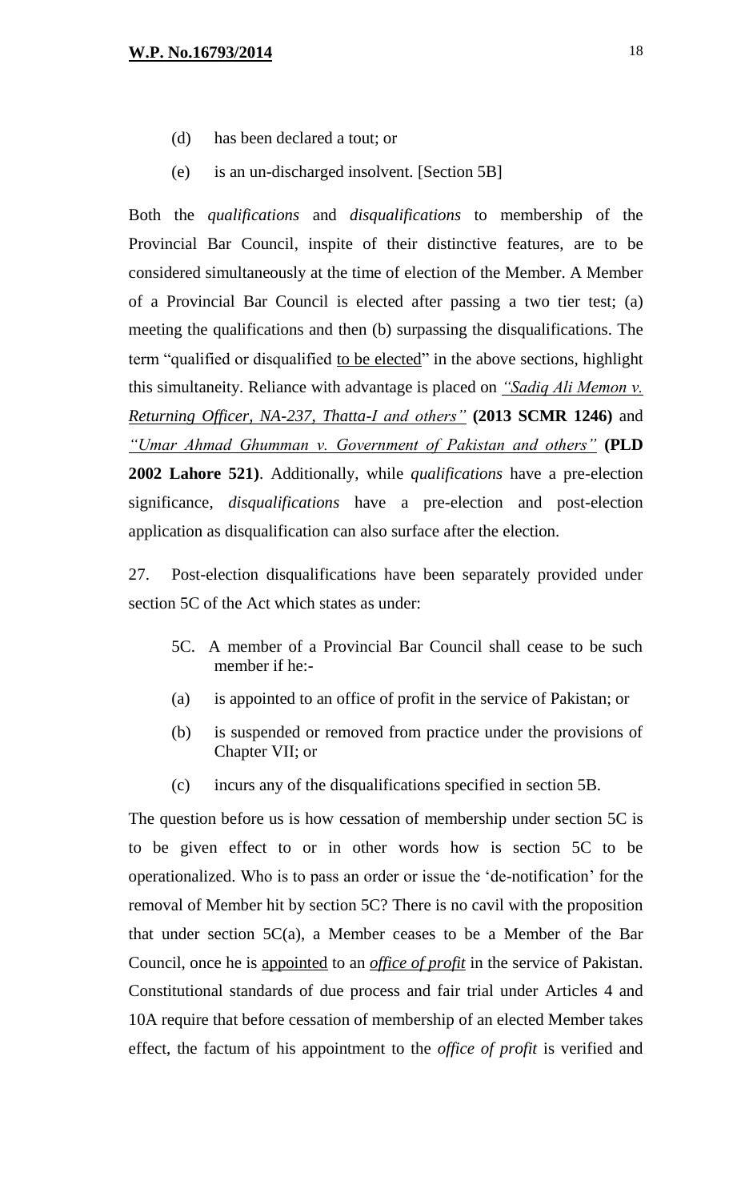(d) has been declared a tout; or

(e) is an un-discharged insolvent. [Section 5B]

Both the *qualifications* and *disqualifications* to membership of the Provincial Bar Council, inspite of their distinctive features, are to be considered simultaneously at the time of election of the Member. A Member of a Provincial Bar Council is elected after passing a two tier test; (a) meeting the qualifications and then (b) surpassing the disqualifications. The term "qualified or disqualified to be elected" in the above sections, highlight this simultaneity. Reliance with advantage is placed on *"Sadiq Ali Memon v. Returning Officer, NA-237, Thatta-I and others"* **(2013 SCMR 1246)** and *"Umar Ahmad Ghumman v. Government of Pakistan and others"* **(PLD 2002 Lahore 521)**. Additionally, while *qualifications* have a pre-election significance, *disqualifications* have a pre-election and post-election application as disqualification can also surface after the election.

27. Post-election disqualifications have been separately provided under section 5C of the Act which states as under:

> 5C. A member of a Provincial Bar Council shall cease to be such member if he:-
>
> (a) is appointed to an office of profit in the service of Pakistan; or
>
> (b) is suspended or removed from practice under the provisions of Chapter VII; or
>
> (c) incurs any of the disqualifications specified in section 5B.

The question before us is how cessation of membership under section 5C is to be given effect to or in other words how is section 5C to be operationalized. Who is to pass an order or issue the 'de-notification' for the removal of Member hit by section 5C? There is no cavil with the proposition that under section 5C(a), a Member ceases to be a Member of the Bar Council, once he is appointed to an *office of profit* in the service of Pakistan. Constitutional standards of due process and fair trial under Articles 4 and 10A require that before cessation of membership of an elected Member takes effect, the factum of his appointment to the *office of profit* is verified and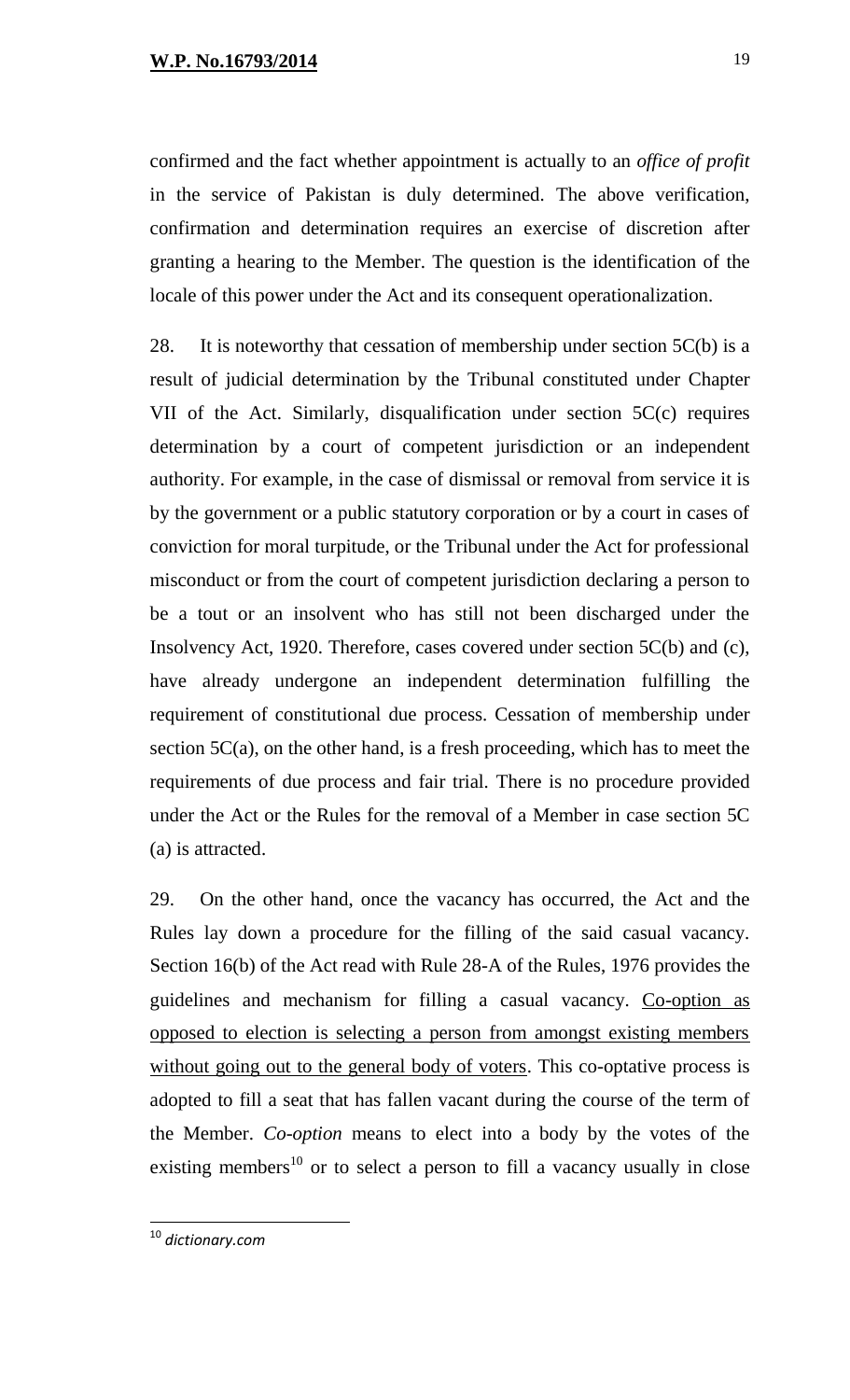confirmed and the fact whether appointment is actually to an *office of profit* in the service of Pakistan is duly determined. The above verification, confirmation and determination requires an exercise of discretion after granting a hearing to the Member. The question is the identification of the locale of this power under the Act and its consequent operationalization.

28. It is noteworthy that cessation of membership under section 5C(b) is a result of judicial determination by the Tribunal constituted under Chapter VII of the Act. Similarly, disqualification under section 5C(c) requires determination by a court of competent jurisdiction or an independent authority. For example, in the case of dismissal or removal from service it is by the government or a public statutory corporation or by a court in cases of conviction for moral turpitude, or the Tribunal under the Act for professional misconduct or from the court of competent jurisdiction declaring a person to be a tout or an insolvent who has still not been discharged under the Insolvency Act, 1920. Therefore, cases covered under section 5C(b) and (c), have already undergone an independent determination fulfilling the requirement of constitutional due process. Cessation of membership under section 5C(a), on the other hand, is a fresh proceeding, which has to meet the requirements of due process and fair trial. There is no procedure provided under the Act or the Rules for the removal of a Member in case section 5C (a) is attracted.

29. On the other hand, once the vacancy has occurred, the Act and the Rules lay down a procedure for the filling of the said casual vacancy. Section 16(b) of the Act read with Rule 28-A of the Rules, 1976 provides the guidelines and mechanism for filling a casual vacancy. <u>Co-option as opposed to election is selecting a person from amongst existing members without going out to the general body of voters</u>. This co-optative process is adopted to fill a seat that has fallen vacant during the course of the term of the Member. *Co-option* means to elect into a body by the votes of the existing members[10] or to select a person to fill a vacancy usually in close

[10] *dictionary.com*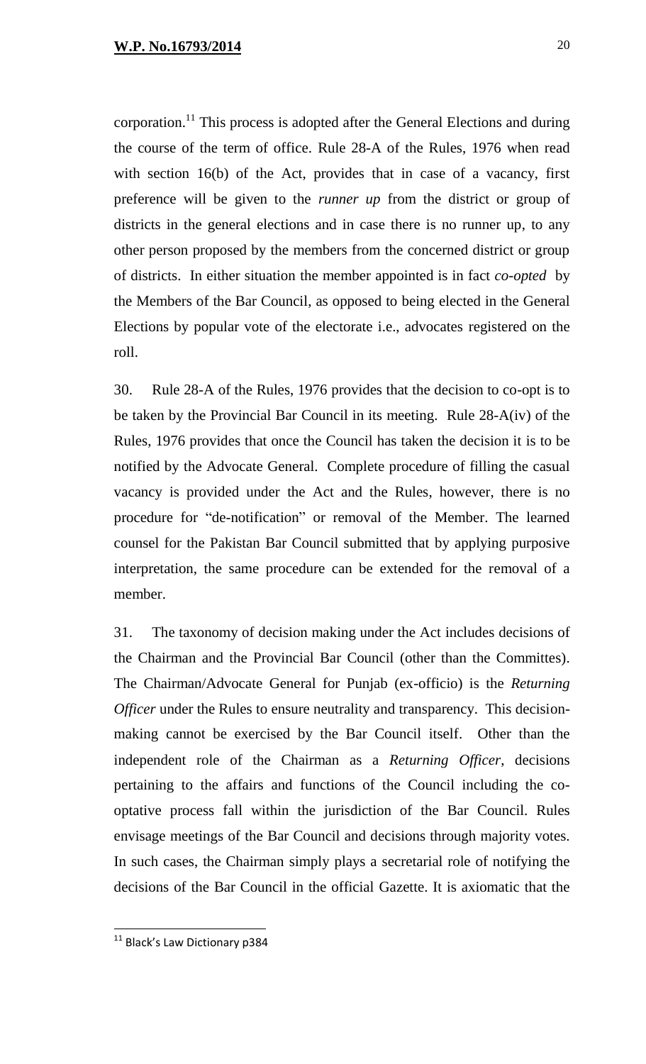corporation.[11] This process is adopted after the General Elections and during the course of the term of office. Rule 28-A of the Rules, 1976 when read with section 16(b) of the Act, provides that in case of a vacancy, first preference will be given to the *runner up* from the district or group of districts in the general elections and in case there is no runner up, to any other person proposed by the members from the concerned district or group of districts. In either situation the member appointed is in fact *co-opted* by the Members of the Bar Council, as opposed to being elected in the General Elections by popular vote of the electorate i.e., advocates registered on the roll.

30. Rule 28-A of the Rules, 1976 provides that the decision to co-opt is to be taken by the Provincial Bar Council in its meeting. Rule 28-A(iv) of the Rules, 1976 provides that once the Council has taken the decision it is to be notified by the Advocate General. Complete procedure of filling the casual vacancy is provided under the Act and the Rules, however, there is no procedure for "de-notification" or removal of the Member. The learned counsel for the Pakistan Bar Council submitted that by applying purposive interpretation, the same procedure can be extended for the removal of a member.

31. The taxonomy of decision making under the Act includes decisions of the Chairman and the Provincial Bar Council (other than the Committes). The Chairman/Advocate General for Punjab (ex-officio) is the *Returning Officer* under the Rules to ensure neutrality and transparency. This decision-making cannot be exercised by the Bar Council itself. Other than the independent role of the Chairman as a *Returning Officer*, decisions pertaining to the affairs and functions of the Council including the co-optative process fall within the jurisdiction of the Bar Council. Rules envisage meetings of the Bar Council and decisions through majority votes. In such cases, the Chairman simply plays a secretarial role of notifying the decisions of the Bar Council in the official Gazette. It is axiomatic that the

---

[11] Black's Law Dictionary p384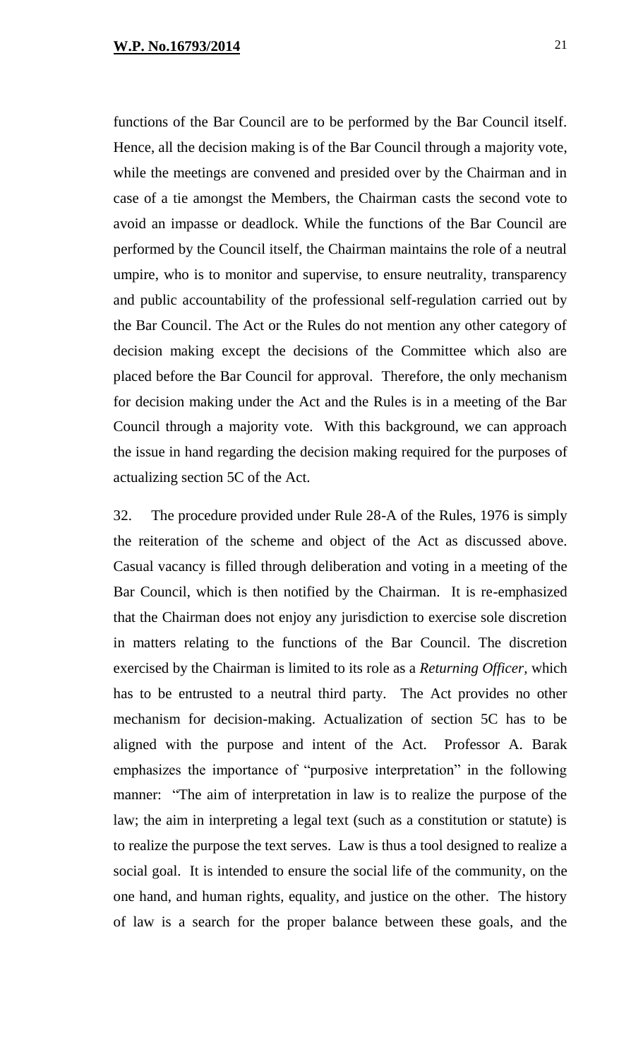functions of the Bar Council are to be performed by the Bar Council itself. Hence, all the decision making is of the Bar Council through a majority vote, while the meetings are convened and presided over by the Chairman and in case of a tie amongst the Members, the Chairman casts the second vote to avoid an impasse or deadlock. While the functions of the Bar Council are performed by the Council itself, the Chairman maintains the role of a neutral umpire, who is to monitor and supervise, to ensure neutrality, transparency and public accountability of the professional self-regulation carried out by the Bar Council. The Act or the Rules do not mention any other category of decision making except the decisions of the Committee which also are placed before the Bar Council for approval. Therefore, the only mechanism for decision making under the Act and the Rules is in a meeting of the Bar Council through a majority vote. With this background, we can approach the issue in hand regarding the decision making required for the purposes of actualizing section 5C of the Act.

32. The procedure provided under Rule 28-A of the Rules, 1976 is simply the reiteration of the scheme and object of the Act as discussed above. Casual vacancy is filled through deliberation and voting in a meeting of the Bar Council, which is then notified by the Chairman. It is re-emphasized that the Chairman does not enjoy any jurisdiction to exercise sole discretion in matters relating to the functions of the Bar Council. The discretion exercised by the Chairman is limited to its role as a *Returning Officer,* which has to be entrusted to a neutral third party. The Act provides no other mechanism for decision-making. Actualization of section 5C has to be aligned with the purpose and intent of the Act. Professor A. Barak emphasizes the importance of "purposive interpretation" in the following manner: "The aim of interpretation in law is to realize the purpose of the law; the aim in interpreting a legal text (such as a constitution or statute) is to realize the purpose the text serves. Law is thus a tool designed to realize a social goal. It is intended to ensure the social life of the community, on the one hand, and human rights, equality, and justice on the other. The history of law is a search for the proper balance between these goals, and the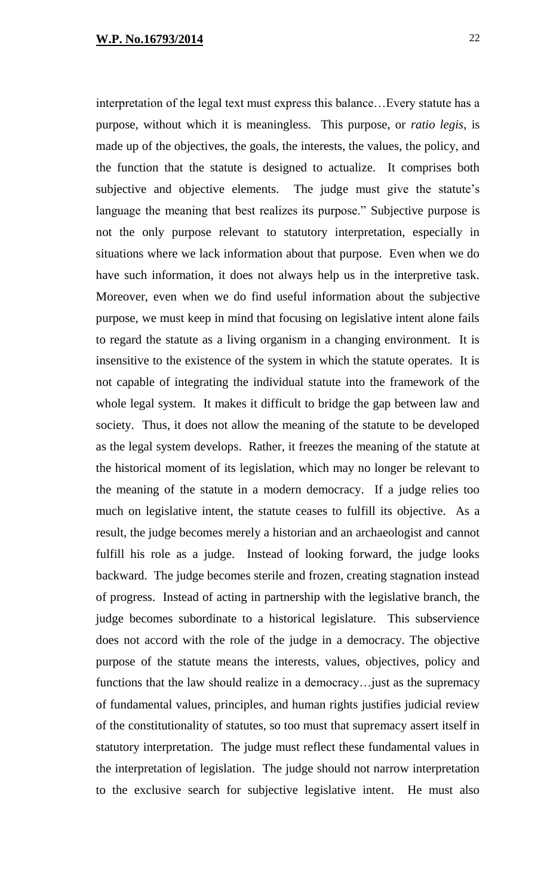interpretation of the legal text must express this balance…Every statute has a purpose, without which it is meaningless. This purpose, or *ratio legis*, is made up of the objectives, the goals, the interests, the values, the policy, and the function that the statute is designed to actualize. It comprises both subjective and objective elements. The judge must give the statute's language the meaning that best realizes its purpose." Subjective purpose is not the only purpose relevant to statutory interpretation, especially in situations where we lack information about that purpose. Even when we do have such information, it does not always help us in the interpretive task. Moreover, even when we do find useful information about the subjective purpose, we must keep in mind that focusing on legislative intent alone fails to regard the statute as a living organism in a changing environment. It is insensitive to the existence of the system in which the statute operates. It is not capable of integrating the individual statute into the framework of the whole legal system. It makes it difficult to bridge the gap between law and society. Thus, it does not allow the meaning of the statute to be developed as the legal system develops. Rather, it freezes the meaning of the statute at the historical moment of its legislation, which may no longer be relevant to the meaning of the statute in a modern democracy. If a judge relies too much on legislative intent, the statute ceases to fulfill its objective. As a result, the judge becomes merely a historian and an archaeologist and cannot fulfill his role as a judge. Instead of looking forward, the judge looks backward. The judge becomes sterile and frozen, creating stagnation instead of progress. Instead of acting in partnership with the legislative branch, the judge becomes subordinate to a historical legislature. This subservience does not accord with the role of the judge in a democracy. The objective purpose of the statute means the interests, values, objectives, policy and functions that the law should realize in a democracy…just as the supremacy of fundamental values, principles, and human rights justifies judicial review of the constitutionality of statutes, so too must that supremacy assert itself in statutory interpretation. The judge must reflect these fundamental values in the interpretation of legislation. The judge should not narrow interpretation to the exclusive search for subjective legislative intent. He must also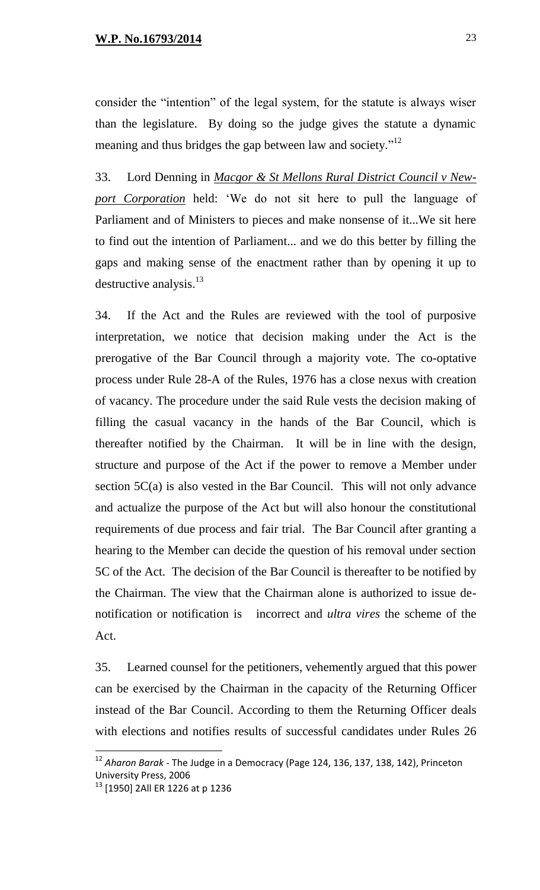consider the "intention" of the legal system, for the statute is always wiser than the legislature. By doing so the judge gives the statute a dynamic meaning and thus bridges the gap between law and society."[12]

33. Lord Denning in ***Macgor & St Mellons Rural District Council v New-port Corporation*** held: 'We do not sit here to pull the language of Parliament and of Ministers to pieces and make nonsense of it...We sit here to find out the intention of Parliament... and we do this better by filling the gaps and making sense of the enactment rather than by opening it up to destructive analysis.[13]

34. If the Act and the Rules are reviewed with the tool of purposive interpretation, we notice that decision making under the Act is the prerogative of the Bar Council through a majority vote. The co-optative process under Rule 28-A of the Rules, 1976 has a close nexus with creation of vacancy. The procedure under the said Rule vests the decision making of filling the casual vacancy in the hands of the Bar Council, which is thereafter notified by the Chairman. It will be in line with the design, structure and purpose of the Act if the power to remove a Member under section 5C(a) is also vested in the Bar Council. This will not only advance and actualize the purpose of the Act but will also honour the constitutional requirements of due process and fair trial. The Bar Council after granting a hearing to the Member can decide the question of his removal under section 5C of the Act. The decision of the Bar Council is thereafter to be notified by the Chairman. The view that the Chairman alone is authorized to issue de-notification or notification is incorrect and *ultra vires* the scheme of the Act.

35. Learned counsel for the petitioners, vehemently argued that this power can be exercised by the Chairman in the capacity of the Returning Officer instead of the Bar Council. According to them the Returning Officer deals with elections and notifies results of successful candidates under Rules 26

---

[12] *Aharon Barak* - The Judge in a Democracy (Page 124, 136, 137, 138, 142), Princeton University Press, 2006

[13] [1950] 2All ER 1226 at p 1236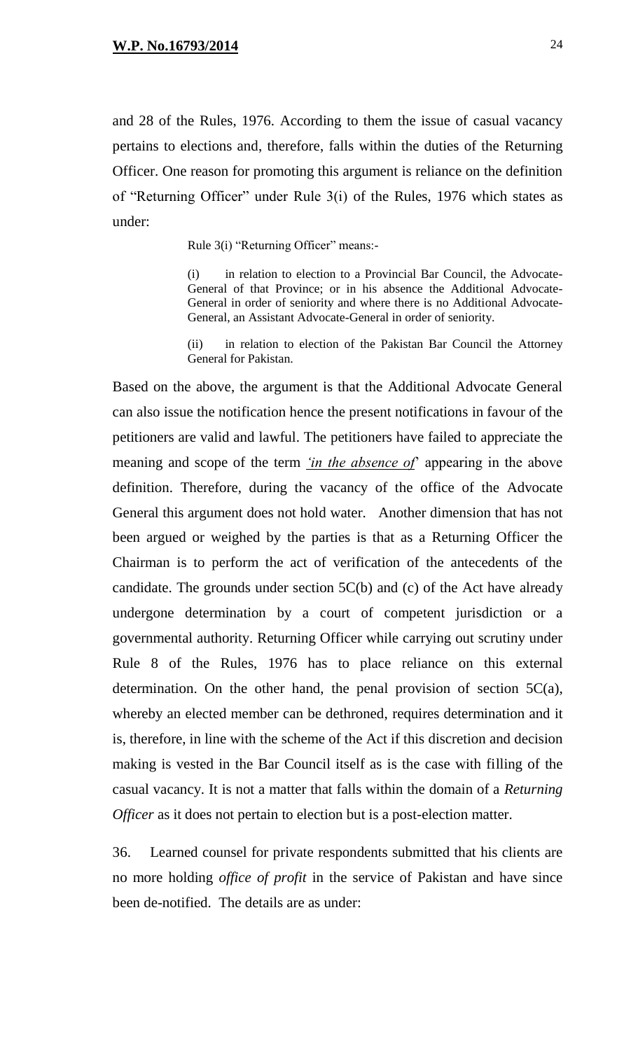and 28 of the Rules, 1976. According to them the issue of casual vacancy pertains to elections and, therefore, falls within the duties of the Returning Officer. One reason for promoting this argument is reliance on the definition of "Returning Officer" under Rule 3(i) of the Rules, 1976 which states as under:

> Rule 3(i) "Returning Officer" means:-
>
> (i) in relation to election to a Provincial Bar Council, the Advocate-General of that Province; or in his absence the Additional Advocate-General in order of seniority and where there is no Additional Advocate-General, an Assistant Advocate-General in order of seniority.
>
> (ii) in relation to election of the Pakistan Bar Council the Attorney General for Pakistan.

Based on the above, the argument is that the Additional Advocate General can also issue the notification hence the present notifications in favour of the petitioners are valid and lawful. The petitioners have failed to appreciate the meaning and scope of the term *'in the absence of'* appearing in the above definition. Therefore, during the vacancy of the office of the Advocate General this argument does not hold water. Another dimension that has not been argued or weighed by the parties is that as a Returning Officer the Chairman is to perform the act of verification of the antecedents of the candidate. The grounds under section 5C(b) and (c) of the Act have already undergone determination by a court of competent jurisdiction or a governmental authority. Returning Officer while carrying out scrutiny under Rule 8 of the Rules, 1976 has to place reliance on this external determination. On the other hand, the penal provision of section 5C(a), whereby an elected member can be dethroned, requires determination and it is, therefore, in line with the scheme of the Act if this discretion and decision making is vested in the Bar Council itself as is the case with filling of the casual vacancy. It is not a matter that falls within the domain of a *Returning Officer* as it does not pertain to election but is a post-election matter.

36. Learned counsel for private respondents submitted that his clients are no more holding *office of profit* in the service of Pakistan and have since been de-notified. The details are as under: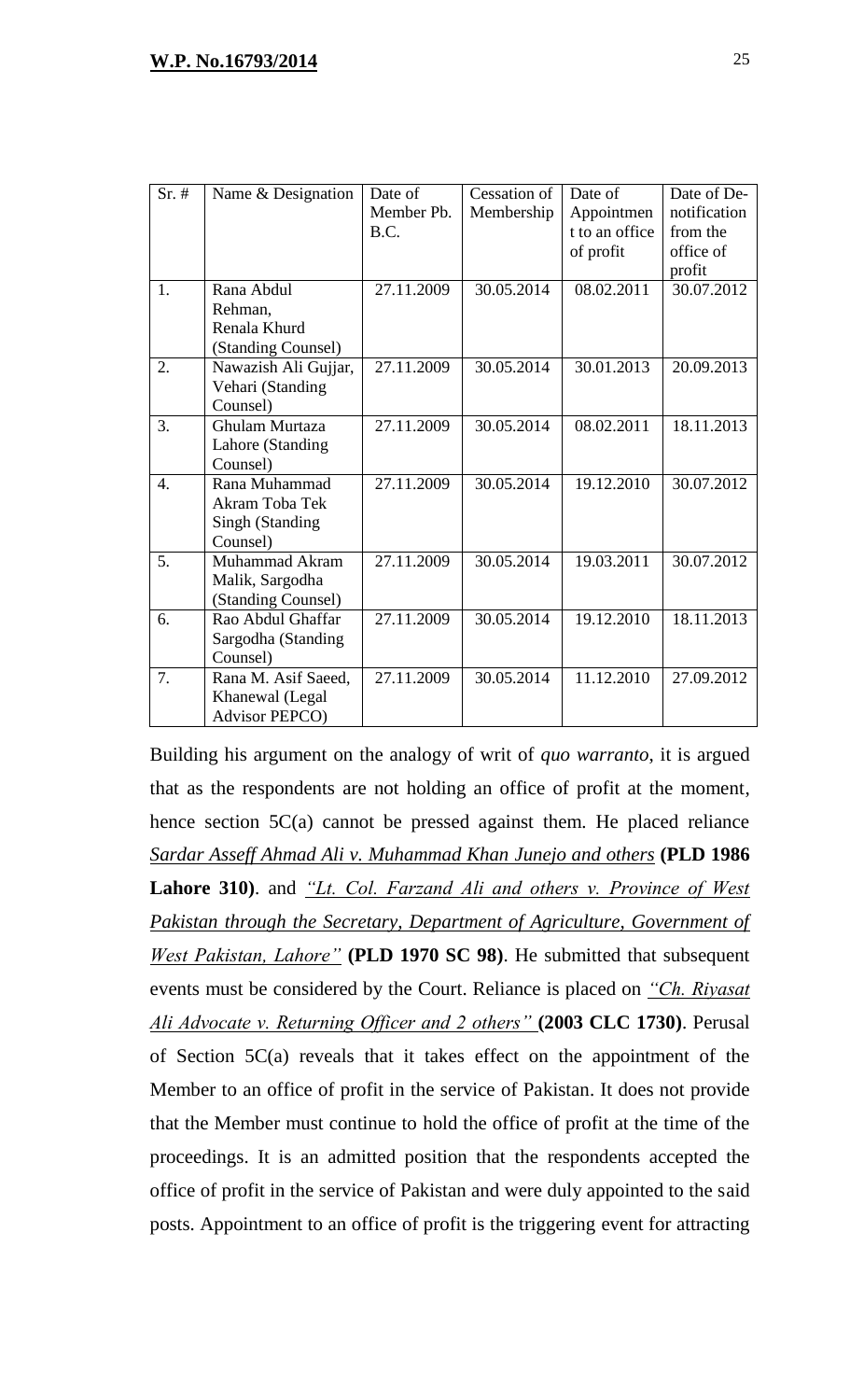| Sr. # | Name & Designation | Date of Member Pb. B.C. | Cessation of Membership | Date of Appointment to an office of profit | Date of De-notification from the office of profit |
|---|---|---|---|---|---|
| 1. | Rana Abdul Rehman, Renala Khurd (Standing Counsel) | 27.11.2009 | 30.05.2014 | 08.02.2011 | 30.07.2012 |
| 2. | Nawazish Ali Gujjar, Vehari (Standing Counsel) | 27.11.2009 | 30.05.2014 | 30.01.2013 | 20.09.2013 |
| 3. | Ghulam Murtaza Lahore (Standing Counsel) | 27.11.2009 | 30.05.2014 | 08.02.2011 | 18.11.2013 |
| 4. | Rana Muhammad Akram Toba Tek Singh (Standing Counsel) | 27.11.2009 | 30.05.2014 | 19.12.2010 | 30.07.2012 |
| 5. | Muhammad Akram Malik, Sargodha (Standing Counsel) | 27.11.2009 | 30.05.2014 | 19.03.2011 | 30.07.2012 |
| 6. | Rao Abdul Ghaffar Sargodha (Standing Counsel) | 27.11.2009 | 30.05.2014 | 19.12.2010 | 18.11.2013 |
| 7. | Rana M. Asif Saeed, Khanewal (Legal Advisor PEPCO) | 27.11.2009 | 30.05.2014 | 11.12.2010 | 27.09.2012 |

Building his argument on the analogy of writ of *quo warranto*, it is argued that as the respondents are not holding an office of profit at the moment, hence section 5C(a) cannot be pressed against them. He placed reliance *Sardar Asseff Ahmad Ali v. Muhammad Khan Junejo and others* **(PLD 1986 Lahore 310)**. and *"Lt. Col. Farzand Ali and others v. Province of West Pakistan through the Secretary, Department of Agriculture, Government of West Pakistan, Lahore"* **(PLD 1970 SC 98)**. He submitted that subsequent events must be considered by the Court. Reliance is placed on *"Ch. Riyasat Ali Advocate v. Returning Officer and 2 others"* **(2003 CLC 1730)**. Perusal of Section 5C(a) reveals that it takes effect on the appointment of the Member to an office of profit in the service of Pakistan. It does not provide that the Member must continue to hold the office of profit at the time of the proceedings. It is an admitted position that the respondents accepted the office of profit in the service of Pakistan and were duly appointed to the said posts. Appointment to an office of profit is the triggering event for attracting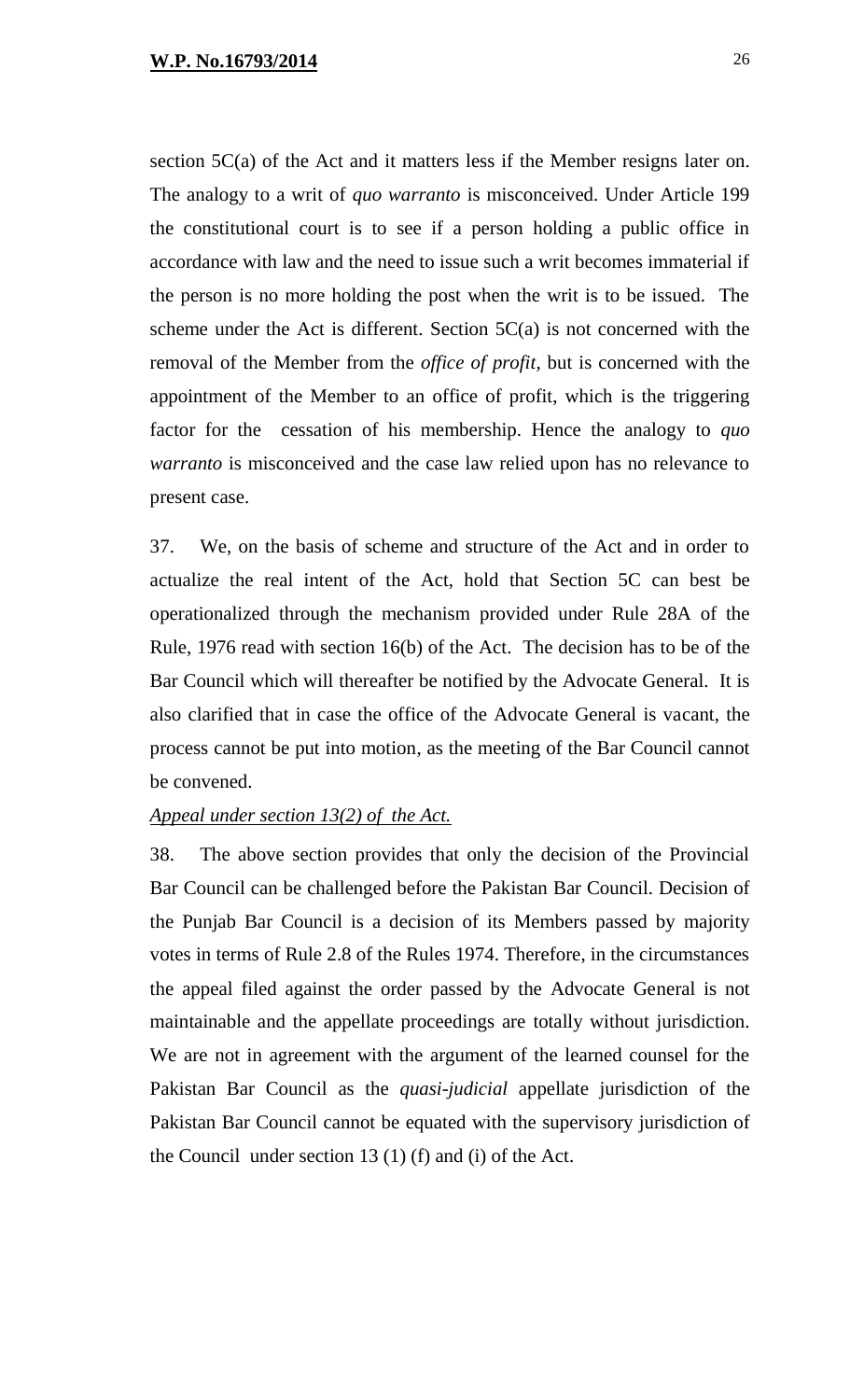section 5C(a) of the Act and it matters less if the Member resigns later on. The analogy to a writ of *quo warranto* is misconceived. Under Article 199 the constitutional court is to see if a person holding a public office in accordance with law and the need to issue such a writ becomes immaterial if the person is no more holding the post when the writ is to be issued. The scheme under the Act is different. Section 5C(a) is not concerned with the removal of the Member from the *office of profit,* but is concerned with the appointment of the Member to an office of profit, which is the triggering factor for the cessation of his membership. Hence the analogy to *quo warranto* is misconceived and the case law relied upon has no relevance to present case.

37. We, on the basis of scheme and structure of the Act and in order to actualize the real intent of the Act, hold that Section 5C can best be operationalized through the mechanism provided under Rule 28A of the Rule, 1976 read with section 16(b) of the Act. The decision has to be of the Bar Council which will thereafter be notified by the Advocate General. It is also clarified that in case the office of the Advocate General is vacant, the process cannot be put into motion, as the meeting of the Bar Council cannot be convened.

*Appeal under section 13(2) of the Act.*

38. The above section provides that only the decision of the Provincial Bar Council can be challenged before the Pakistan Bar Council. Decision of the Punjab Bar Council is a decision of its Members passed by majority votes in terms of Rule 2.8 of the Rules 1974. Therefore, in the circumstances the appeal filed against the order passed by the Advocate General is not maintainable and the appellate proceedings are totally without jurisdiction. We are not in agreement with the argument of the learned counsel for the Pakistan Bar Council as the *quasi-judicial* appellate jurisdiction of the Pakistan Bar Council cannot be equated with the supervisory jurisdiction of the Council under section 13 (1) (f) and (i) of the Act.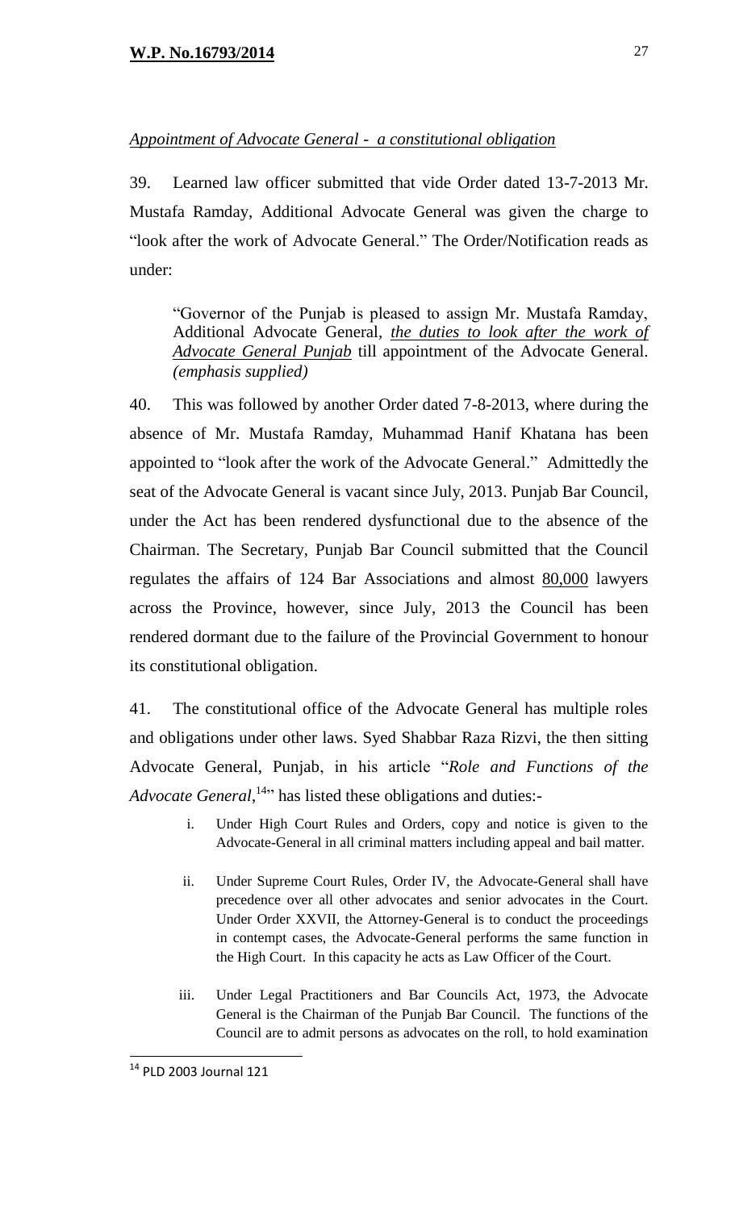*Appointment of Advocate General - a constitutional obligation*

39. Learned law officer submitted that vide Order dated 13-7-2013 Mr. Mustafa Ramday, Additional Advocate General was given the charge to "look after the work of Advocate General." The Order/Notification reads as under:

> "Governor of the Punjab is pleased to assign Mr. Mustafa Ramday, Additional Advocate General, *the duties to look after the work of Advocate General Punjab* till appointment of the Advocate General. *(emphasis supplied)*

40. This was followed by another Order dated 7-8-2013, where during the absence of Mr. Mustafa Ramday, Muhammad Hanif Khatana has been appointed to "look after the work of the Advocate General." Admittedly the seat of the Advocate General is vacant since July, 2013. Punjab Bar Council, under the Act has been rendered dysfunctional due to the absence of the Chairman. The Secretary, Punjab Bar Council submitted that the Council regulates the affairs of 124 Bar Associations and almost 80,000 lawyers across the Province, however, since July, 2013 the Council has been rendered dormant due to the failure of the Provincial Government to honour its constitutional obligation.

41. The constitutional office of the Advocate General has multiple roles and obligations under other laws. Syed Shabbar Raza Rizvi, the then sitting Advocate General, Punjab, in his article "*Role and Functions of the Advocate General*,[14]" has listed these obligations and duties:-

> i. Under High Court Rules and Orders, copy and notice is given to the Advocate-General in all criminal matters including appeal and bail matter.
>
> ii. Under Supreme Court Rules, Order IV, the Advocate-General shall have precedence over all other advocates and senior advocates in the Court. Under Order XXVII, the Attorney-General is to conduct the proceedings in contempt cases, the Advocate-General performs the same function in the High Court. In this capacity he acts as Law Officer of the Court.
>
> iii. Under Legal Practitioners and Bar Councils Act, 1973, the Advocate General is the Chairman of the Punjab Bar Council. The functions of the Council are to admit persons as advocates on the roll, to hold examination

---

[14] PLD 2003 Journal 121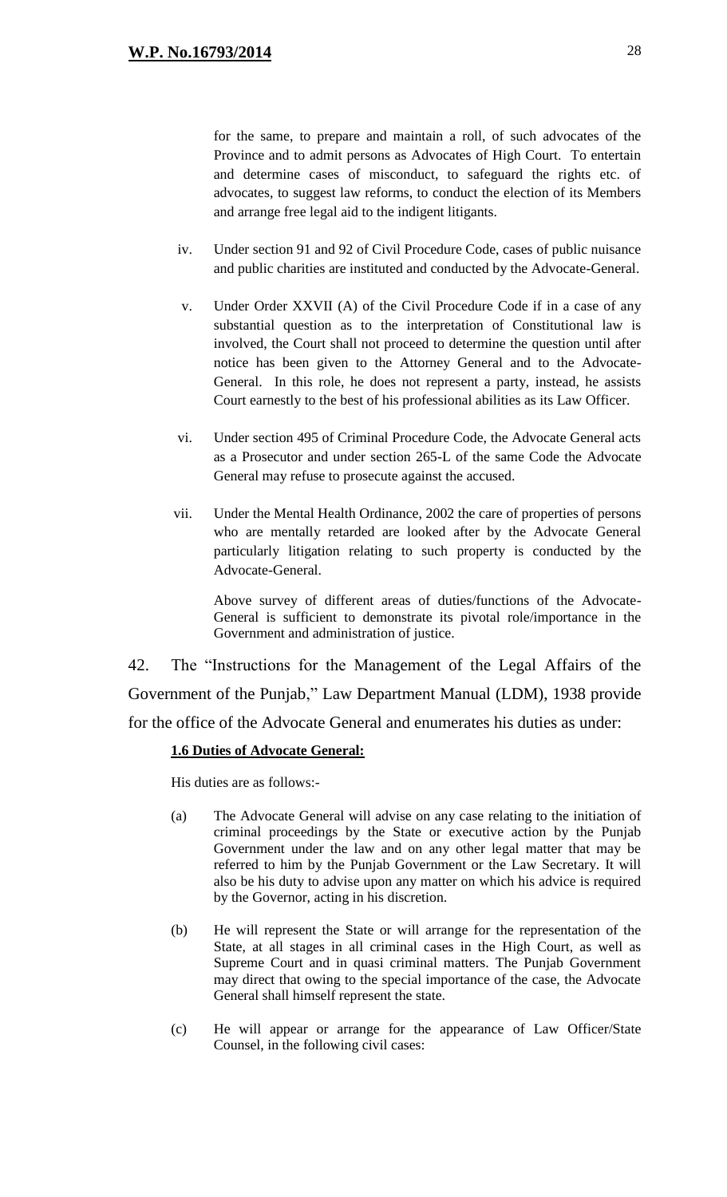for the same, to prepare and maintain a roll, of such advocates of the Province and to admit persons as Advocates of High Court. To entertain and determine cases of misconduct, to safeguard the rights etc. of advocates, to suggest law reforms, to conduct the election of its Members and arrange free legal aid to the indigent litigants.

iv. Under section 91 and 92 of Civil Procedure Code, cases of public nuisance and public charities are instituted and conducted by the Advocate-General.

v. Under Order XXVII (A) of the Civil Procedure Code if in a case of any substantial question as to the interpretation of Constitutional law is involved, the Court shall not proceed to determine the question until after notice has been given to the Attorney General and to the Advocate-General. In this role, he does not represent a party, instead, he assists Court earnestly to the best of his professional abilities as its Law Officer.

vi. Under section 495 of Criminal Procedure Code, the Advocate General acts as a Prosecutor and under section 265-L of the same Code the Advocate General may refuse to prosecute against the accused.

vii. Under the Mental Health Ordinance, 2002 the care of properties of persons who are mentally retarded are looked after by the Advocate General particularly litigation relating to such property is conducted by the Advocate-General.

Above survey of different areas of duties/functions of the Advocate-General is sufficient to demonstrate its pivotal role/importance in the Government and administration of justice.

42. The "Instructions for the Management of the Legal Affairs of the Government of the Punjab," Law Department Manual (LDM), 1938 provide for the office of the Advocate General and enumerates his duties as under:

**1.6 Duties of Advocate General:**

His duties are as follows:-

(a) The Advocate General will advise on any case relating to the initiation of criminal proceedings by the State or executive action by the Punjab Government under the law and on any other legal matter that may be referred to him by the Punjab Government or the Law Secretary. It will also be his duty to advise upon any matter on which his advice is required by the Governor, acting in his discretion.

(b) He will represent the State or will arrange for the representation of the State, at all stages in all criminal cases in the High Court, as well as Supreme Court and in quasi criminal matters. The Punjab Government may direct that owing to the special importance of the case, the Advocate General shall himself represent the state.

(c) He will appear or arrange for the appearance of Law Officer/State Counsel, in the following civil cases: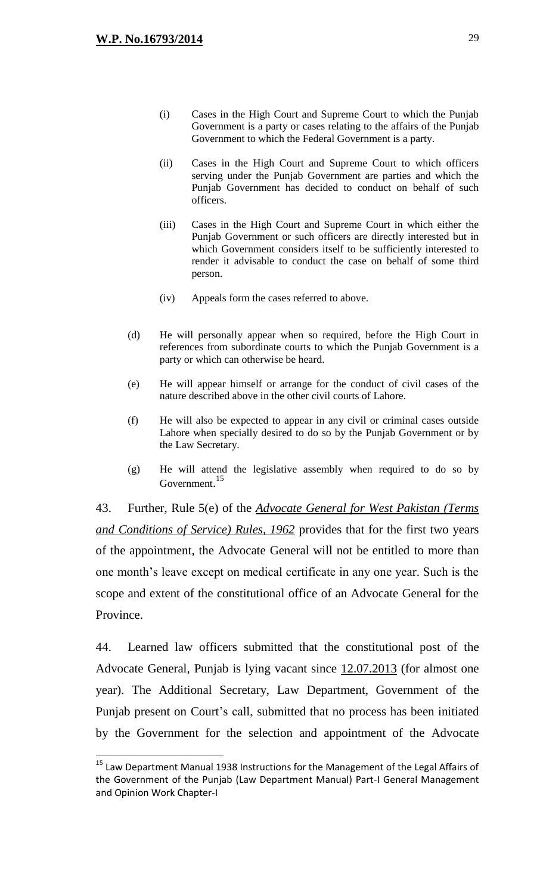(i) Cases in the High Court and Supreme Court to which the Punjab Government is a party or cases relating to the affairs of the Punjab Government to which the Federal Government is a party.

(ii) Cases in the High Court and Supreme Court to which officers serving under the Punjab Government are parties and which the Punjab Government has decided to conduct on behalf of such officers.

(iii) Cases in the High Court and Supreme Court in which either the Punjab Government or such officers are directly interested but in which Government considers itself to be sufficiently interested to render it advisable to conduct the case on behalf of some third person.

(iv) Appeals form the cases referred to above.

(d) He will personally appear when so required, before the High Court in references from subordinate courts to which the Punjab Government is a party or which can otherwise be heard.

(e) He will appear himself or arrange for the conduct of civil cases of the nature described above in the other civil courts of Lahore.

(f) He will also be expected to appear in any civil or criminal cases outside Lahore when specially desired to do so by the Punjab Government or by the Law Secretary.

(g) He will attend the legislative assembly when required to do so by Government.[15]

43. Further, Rule 5(e) of the ***Advocate General for West Pakistan (Terms and Conditions of Service) Rules, 1962*** provides that for the first two years of the appointment, the Advocate General will not be entitled to more than one month's leave except on medical certificate in any one year. Such is the scope and extent of the constitutional office of an Advocate General for the Province.

44. Learned law officers submitted that the constitutional post of the Advocate General, Punjab is lying vacant since 12.07.2013 (for almost one year). The Additional Secretary, Law Department, Government of the Punjab present on Court's call, submitted that no process has been initiated by the Government for the selection and appointment of the Advocate

---

[15] Law Department Manual 1938 Instructions for the Management of the Legal Affairs of the Government of the Punjab (Law Department Manual) Part-I General Management and Opinion Work Chapter-I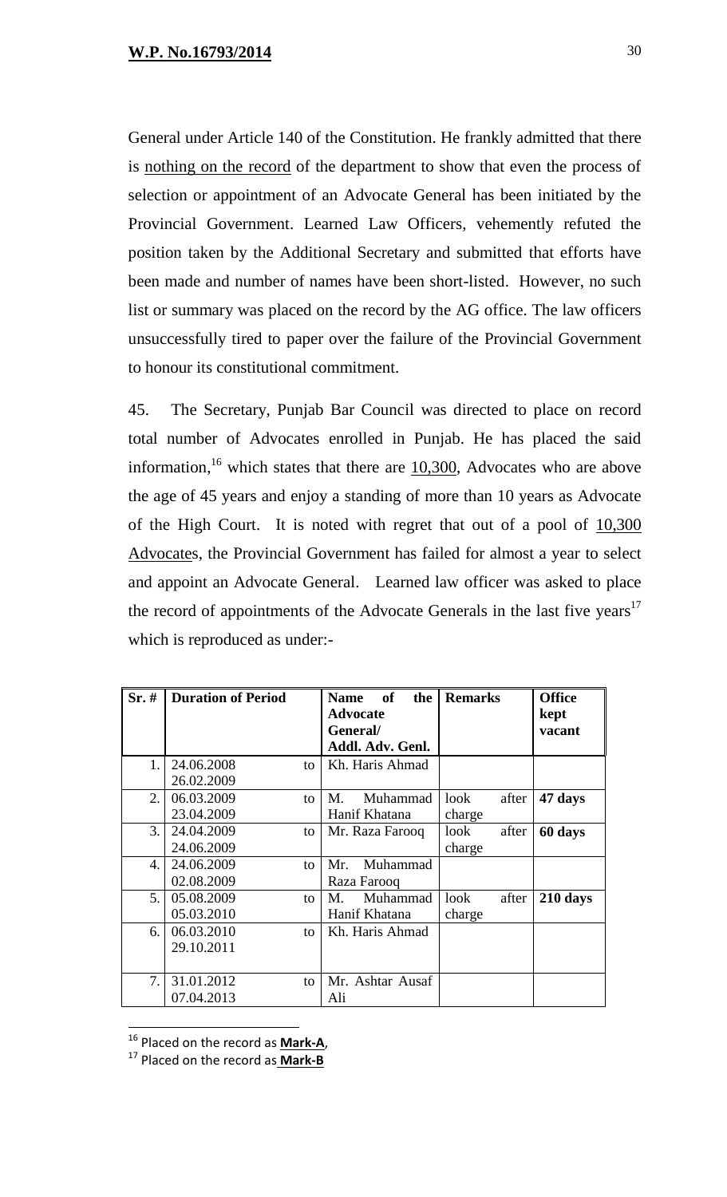General under Article 140 of the Constitution. He frankly admitted that there is nothing on the record of the department to show that even the process of selection or appointment of an Advocate General has been initiated by the Provincial Government. Learned Law Officers, vehemently refuted the position taken by the Additional Secretary and submitted that efforts have been made and number of names have been short-listed. However, no such list or summary was placed on the record by the AG office. The law officers unsuccessfully tired to paper over the failure of the Provincial Government to honour its constitutional commitment.

45. The Secretary, Punjab Bar Council was directed to place on record total number of Advocates enrolled in Punjab. He has placed the said information,[16] which states that there are 10,300, Advocates who are above the age of 45 years and enjoy a standing of more than 10 years as Advocate of the High Court. It is noted with regret that out of a pool of 10,300 Advocates, the Provincial Government has failed for almost a year to select and appoint an Advocate General. Learned law officer was asked to place the record of appointments of the Advocate Generals in the last five years[17] which is reproduced as under:-

| Sr. # | Duration of Period | Name of the Advocate General/ Addl. Adv. Genl. | Remarks | Office kept vacant |
|---|---|---|---|---|
| 1. | 24.06.2008 to 26.02.2009 | Kh. Haris Ahmad | | |
| 2. | 06.03.2009 to 23.04.2009 | M. Muhammad Hanif Khatana | look after charge | **47 days** |
| 3. | 24.04.2009 to 24.06.2009 | Mr. Raza Farooq | look after charge | **60 days** |
| 4. | 24.06.2009 to 02.08.2009 | Mr. Muhammad Raza Farooq | | |
| 5. | 05.08.2009 to 05.03.2010 | M. Muhammad Hanif Khatana | look after charge | **210 days** |
| 6. | 06.03.2010 to 29.10.2011 | Kh. Haris Ahmad | | |
| 7. | 31.01.2012 to 07.04.2013 | Mr. Ashtar Ausaf Ali | | |

[16] Placed on the record as **Mark-A**,

[17] Placed on the record as **Mark-B**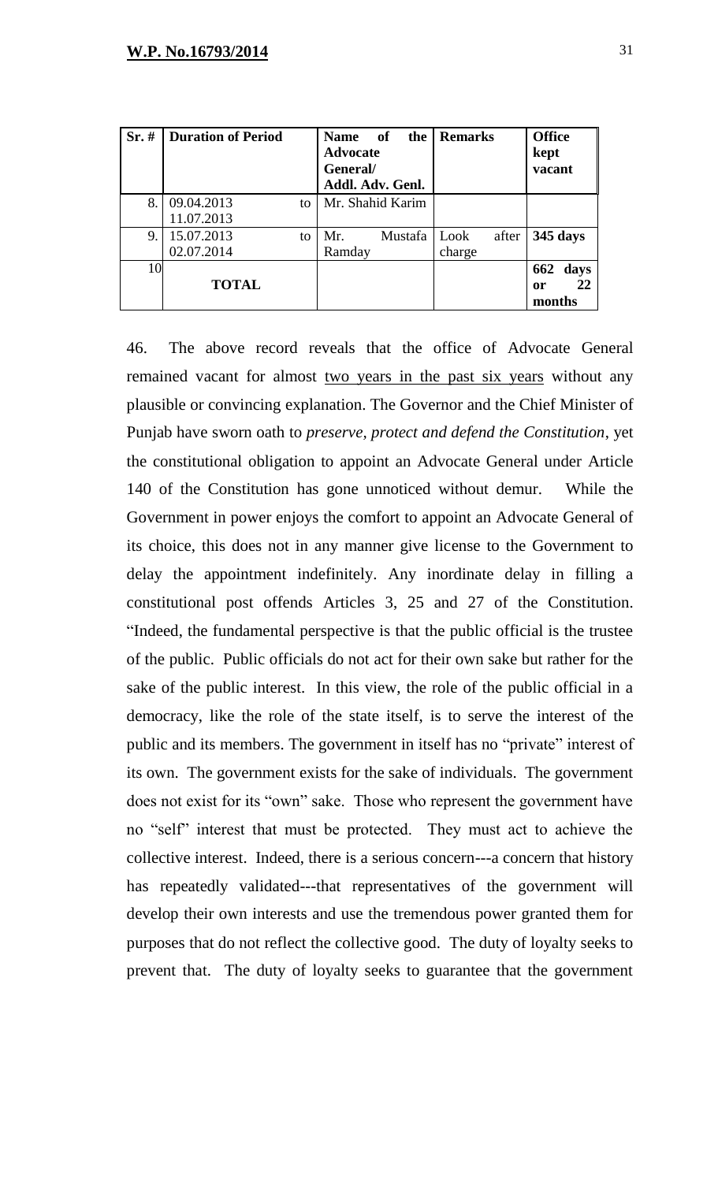| Sr. # | Duration of Period | Name of the Advocate General/ Addl. Adv. Genl. | Remarks | Office kept vacant |
|---|---|---|---|---|
| 8. | 09.04.2013 to 11.07.2013 | Mr. Shahid Karim | | |
| 9. | 15.07.2013 to 02.07.2014 | Mr. Mustafa Ramday | Look after charge | **345 days** |
| 10 | **TOTAL** | | | **662 days or 22 months** |

46. The above record reveals that the office of Advocate General remained vacant for almost two years in the past six years without any plausible or convincing explanation. The Governor and the Chief Minister of Punjab have sworn oath to *preserve, protect and defend the Constitution*, yet the constitutional obligation to appoint an Advocate General under Article 140 of the Constitution has gone unnoticed without demur. While the Government in power enjoys the comfort to appoint an Advocate General of its choice, this does not in any manner give license to the Government to delay the appointment indefinitely. Any inordinate delay in filling a constitutional post offends Articles 3, 25 and 27 of the Constitution. "Indeed, the fundamental perspective is that the public official is the trustee of the public. Public officials do not act for their own sake but rather for the sake of the public interest. In this view, the role of the public official in a democracy, like the role of the state itself, is to serve the interest of the public and its members. The government in itself has no "private" interest of its own. The government exists for the sake of individuals. The government does not exist for its "own" sake. Those who represent the government have no "self" interest that must be protected. They must act to achieve the collective interest. Indeed, there is a serious concern---a concern that history has repeatedly validated---that representatives of the government will develop their own interests and use the tremendous power granted them for purposes that do not reflect the collective good. The duty of loyalty seeks to prevent that. The duty of loyalty seeks to guarantee that the government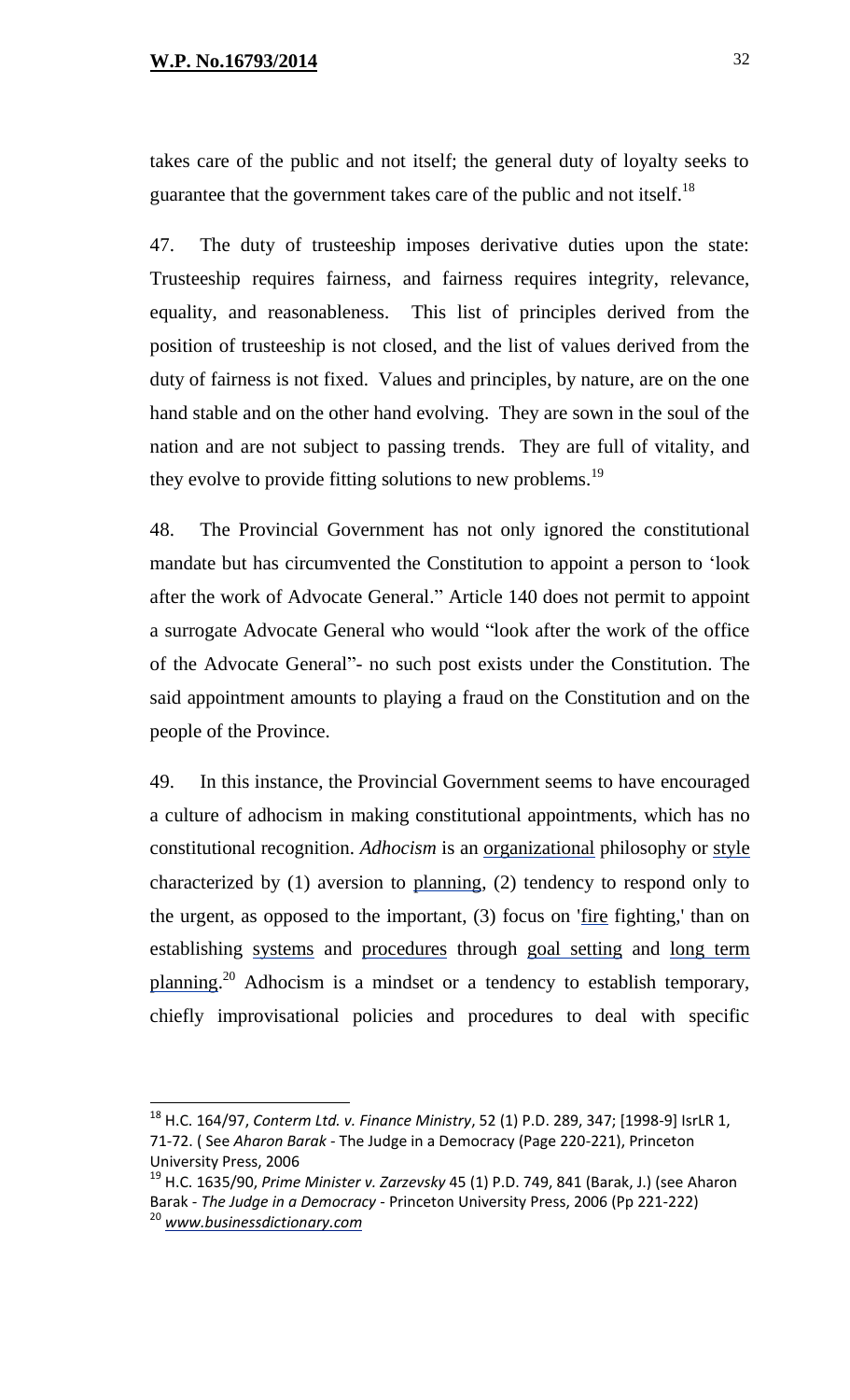takes care of the public and not itself; the general duty of loyalty seeks to guarantee that the government takes care of the public and not itself.[18]

47. The duty of trusteeship imposes derivative duties upon the state: Trusteeship requires fairness, and fairness requires integrity, relevance, equality, and reasonableness. This list of principles derived from the position of trusteeship is not closed, and the list of values derived from the duty of fairness is not fixed. Values and principles, by nature, are on the one hand stable and on the other hand evolving. They are sown in the soul of the nation and are not subject to passing trends. They are full of vitality, and they evolve to provide fitting solutions to new problems.[19]

48. The Provincial Government has not only ignored the constitutional mandate but has circumvented the Constitution to appoint a person to 'look after the work of Advocate General." Article 140 does not permit to appoint a surrogate Advocate General who would "look after the work of the office of the Advocate General"- no such post exists under the Constitution. The said appointment amounts to playing a fraud on the Constitution and on the people of the Province.

49. In this instance, the Provincial Government seems to have encouraged a culture of adhocism in making constitutional appointments, which has no constitutional recognition. *Adhocism* is an organizational philosophy or style characterized by (1) aversion to planning, (2) tendency to respond only to the urgent, as opposed to the important, (3) focus on 'fire fighting,' than on establishing systems and procedures through goal setting and long term planning.[20] Adhocism is a mindset or a tendency to establish temporary, chiefly improvisational policies and procedures to deal with specific

---

[18] H.C. 164/97, *Conterm Ltd. v. Finance Ministry*, 52 (1) P.D. 289, 347; [1998-9] IsrLR 1, 71-72. ( See *Aharon Barak* - The Judge in a Democracy (Page 220-221), Princeton University Press, 2006

[19] H.C. 1635/90, *Prime Minister v. Zarzevsky* 45 (1) P.D. 749, 841 (Barak, J.) (see Aharon Barak - *The Judge in a Democracy* - Princeton University Press, 2006 (Pp 221-222)

[20] *www.businessdictionary.com*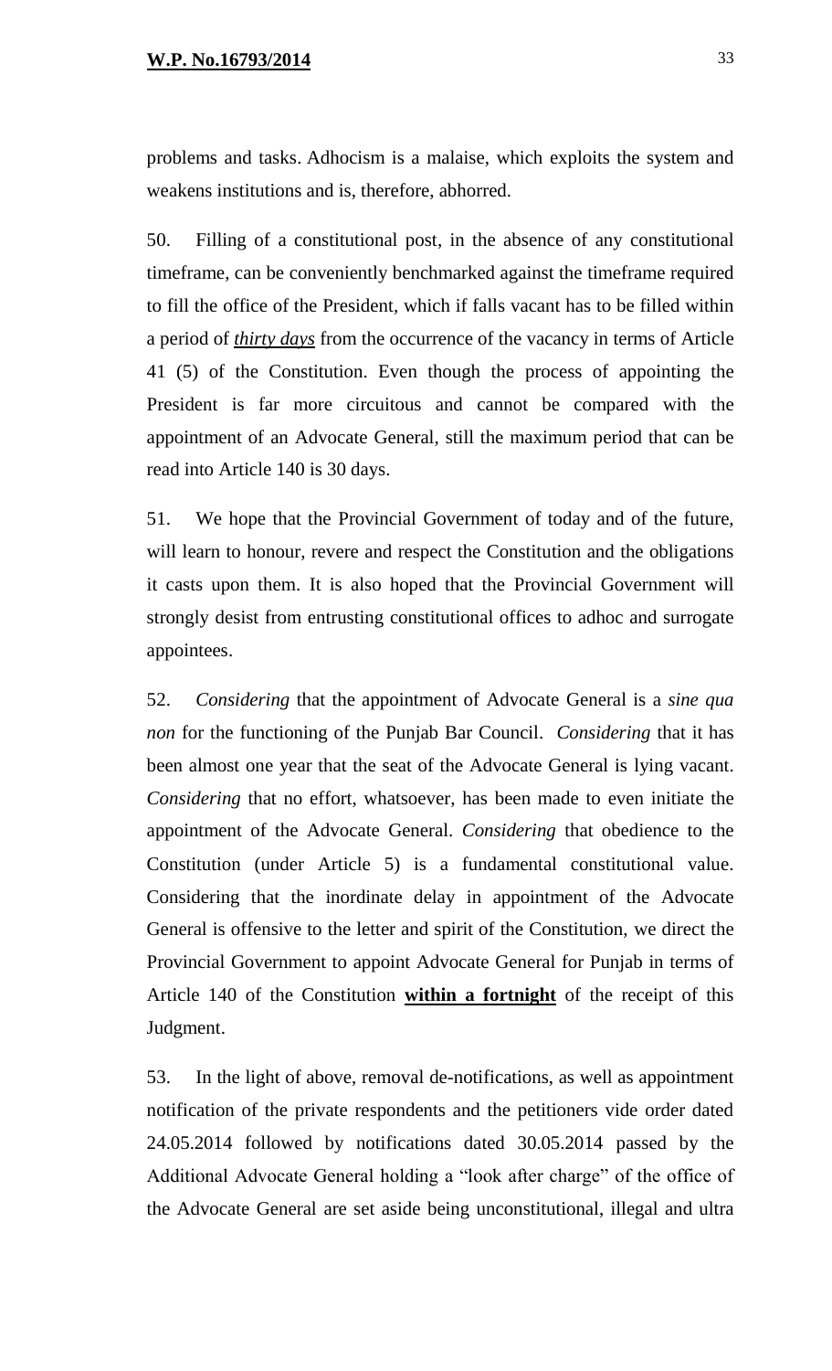problems and tasks. Adhocism is a malaise, which exploits the system and weakens institutions and is, therefore, abhorred.

50. Filling of a constitutional post, in the absence of any constitutional timeframe, can be conveniently benchmarked against the timeframe required to fill the office of the President, which if falls vacant has to be filled within a period of ***thirty days*** from the occurrence of the vacancy in terms of Article 41 (5) of the Constitution. Even though the process of appointing the President is far more circuitous and cannot be compared with the appointment of an Advocate General, still the maximum period that can be read into Article 140 is 30 days.

51. We hope that the Provincial Government of today and of the future, will learn to honour, revere and respect the Constitution and the obligations it casts upon them. It is also hoped that the Provincial Government will strongly desist from entrusting constitutional offices to adhoc and surrogate appointees.

52. *Considering* that the appointment of Advocate General is a *sine qua non* for the functioning of the Punjab Bar Council. *Considering* that it has been almost one year that the seat of the Advocate General is lying vacant. *Considering* that no effort, whatsoever, has been made to even initiate the appointment of the Advocate General. *Considering* that obedience to the Constitution (under Article 5) is a fundamental constitutional value. Considering that the inordinate delay in appointment of the Advocate General is offensive to the letter and spirit of the Constitution, we direct the Provincial Government to appoint Advocate General for Punjab in terms of Article 140 of the Constitution **within a fortnight** of the receipt of this Judgment.

53. In the light of above, removal de-notifications, as well as appointment notification of the private respondents and the petitioners vide order dated 24.05.2014 followed by notifications dated 30.05.2014 passed by the Additional Advocate General holding a "look after charge" of the office of the Advocate General are set aside being unconstitutional, illegal and ultra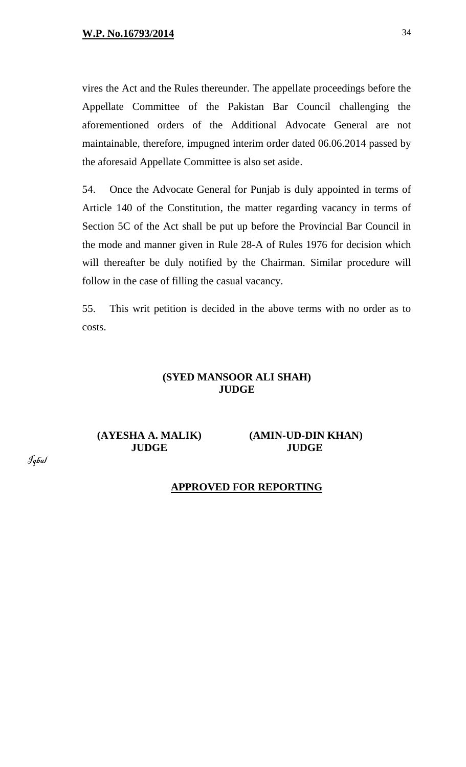vires the Act and the Rules thereunder. The appellate proceedings before the Appellate Committee of the Pakistan Bar Council challenging the aforementioned orders of the Additional Advocate General are not maintainable, therefore, impugned interim order dated 06.06.2014 passed by the aforesaid Appellate Committee is also set aside.

54. Once the Advocate General for Punjab is duly appointed in terms of Article 140 of the Constitution, the matter regarding vacancy in terms of Section 5C of the Act shall be put up before the Provincial Bar Council in the mode and manner given in Rule 28-A of Rules 1976 for decision which will thereafter be duly notified by the Chairman. Similar procedure will follow in the case of filling the casual vacancy.

55. This writ petition is decided in the above terms with no order as to costs.

**(SYED MANSOOR ALI SHAH)**
**JUDGE**

**(AYESHA A. MALIK)**
**JUDGE**

**(AMIN-UD-DIN KHAN)**
**JUDGE**

*Iqbal*

**APPROVED FOR REPORTING**